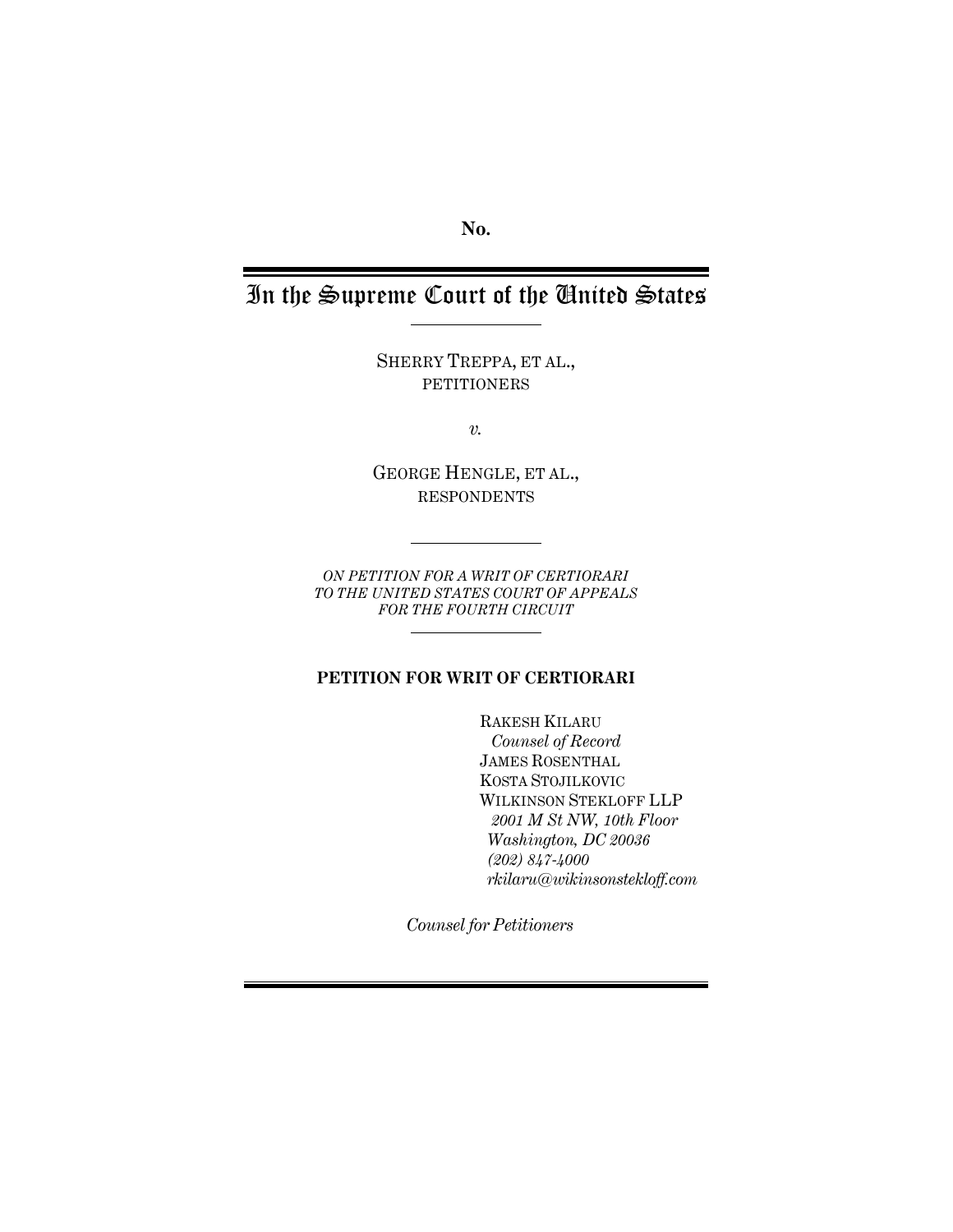No.

# In the Supreme Court of the United States

SHERRY TREPPA, ET AL.,
PETITIONERS

*v.*

GEORGE HENGLE, ET AL.,
RESPONDENTS

*ON PETITION FOR A WRIT OF CERTIORARI TO THE UNITED STATES COURT OF APPEALS FOR THE FOURTH CIRCUIT*

**PETITION FOR WRIT OF CERTIORARI**

RAKESH KILARU
*Counsel of Record*
JAMES ROSENTHAL
KOSTA STOJILKOVIC
WILKINSON STEKLOFF LLP
*2001 M St NW, 10th Floor*
*Washington, DC 20036*
*(202) 847-4000*
*rkilaru@wikinsonstekloff.com*

*Counsel for Petitioners*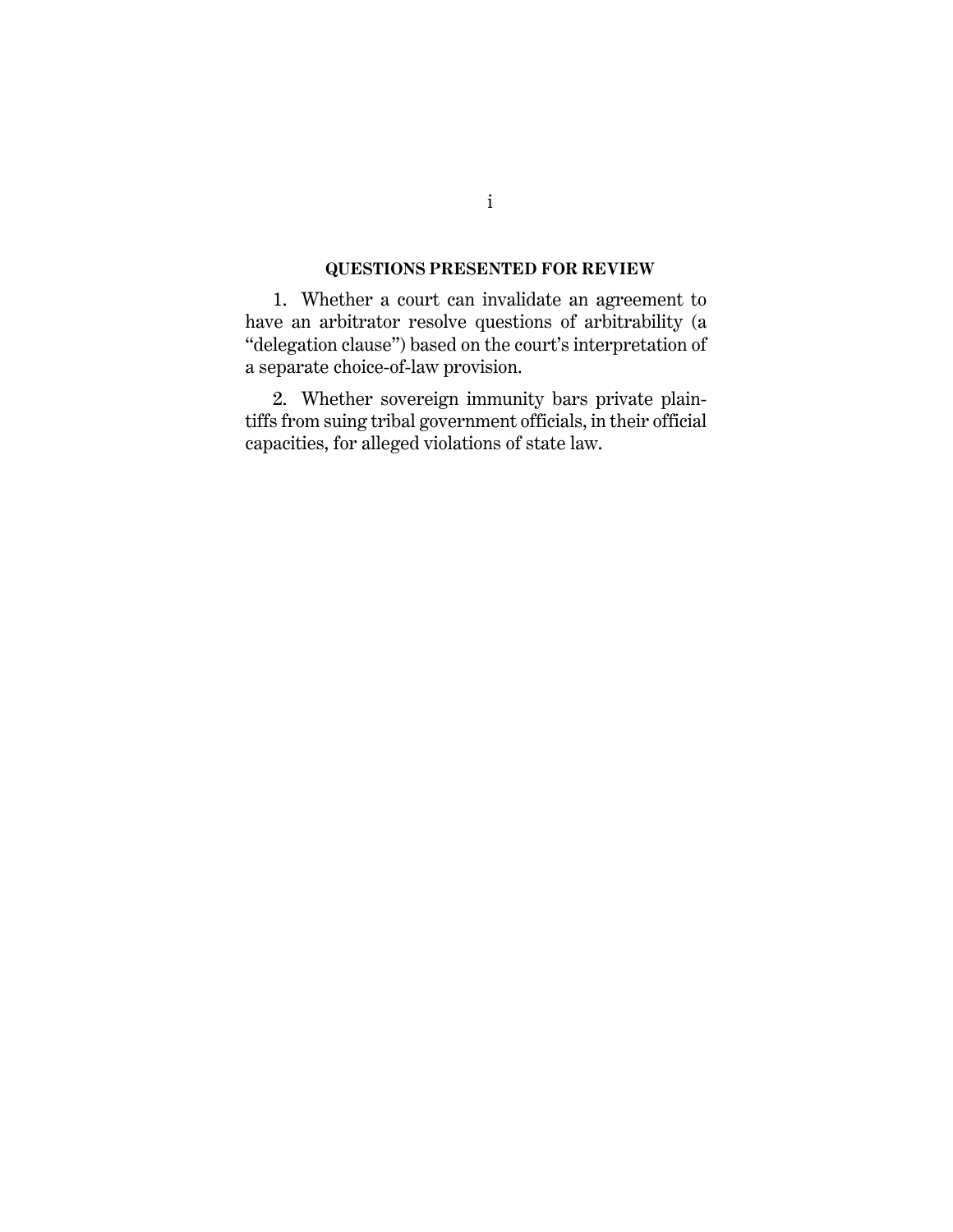## QUESTIONS PRESENTED FOR REVIEW

1. Whether a court can invalidate an agreement to have an arbitrator resolve questions of arbitrability (a "delegation clause") based on the court's interpretation of a separate choice-of-law provision.

2. Whether sovereign immunity bars private plaintiffs from suing tribal government officials, in their official capacities, for alleged violations of state law.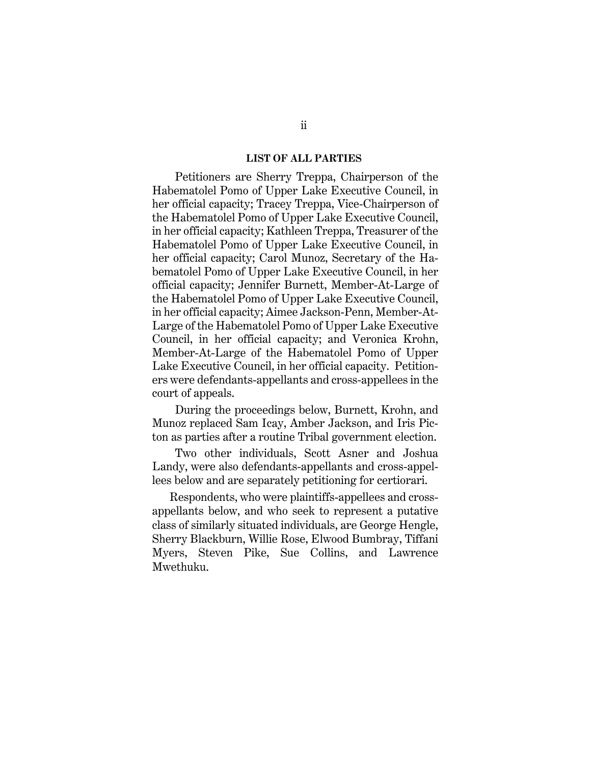## LIST OF ALL PARTIES

Petitioners are Sherry Treppa, Chairperson of the Habematolel Pomo of Upper Lake Executive Council, in her official capacity; Tracey Treppa, Vice-Chairperson of the Habematolel Pomo of Upper Lake Executive Council, in her official capacity; Kathleen Treppa, Treasurer of the Habematolel Pomo of Upper Lake Executive Council, in her official capacity; Carol Munoz, Secretary of the Habematolel Pomo of Upper Lake Executive Council, in her official capacity; Jennifer Burnett, Member-At-Large of the Habematolel Pomo of Upper Lake Executive Council, in her official capacity; Aimee Jackson-Penn, Member-At-Large of the Habematolel Pomo of Upper Lake Executive Council, in her official capacity; and Veronica Krohn, Member-At-Large of the Habematolel Pomo of Upper Lake Executive Council, in her official capacity. Petitioners were defendants-appellants and cross-appellees in the court of appeals.

During the proceedings below, Burnett, Krohn, and Munoz replaced Sam Icay, Amber Jackson, and Iris Picton as parties after a routine Tribal government election.

Two other individuals, Scott Asner and Joshua Landy, were also defendants-appellants and cross-appellees below and are separately petitioning for certiorari.

Respondents, who were plaintiffs-appellees and cross-appellants below, and who seek to represent a putative class of similarly situated individuals, are George Hengle, Sherry Blackburn, Willie Rose, Elwood Bumbray, Tiffani Myers, Steven Pike, Sue Collins, and Lawrence Mwethuku.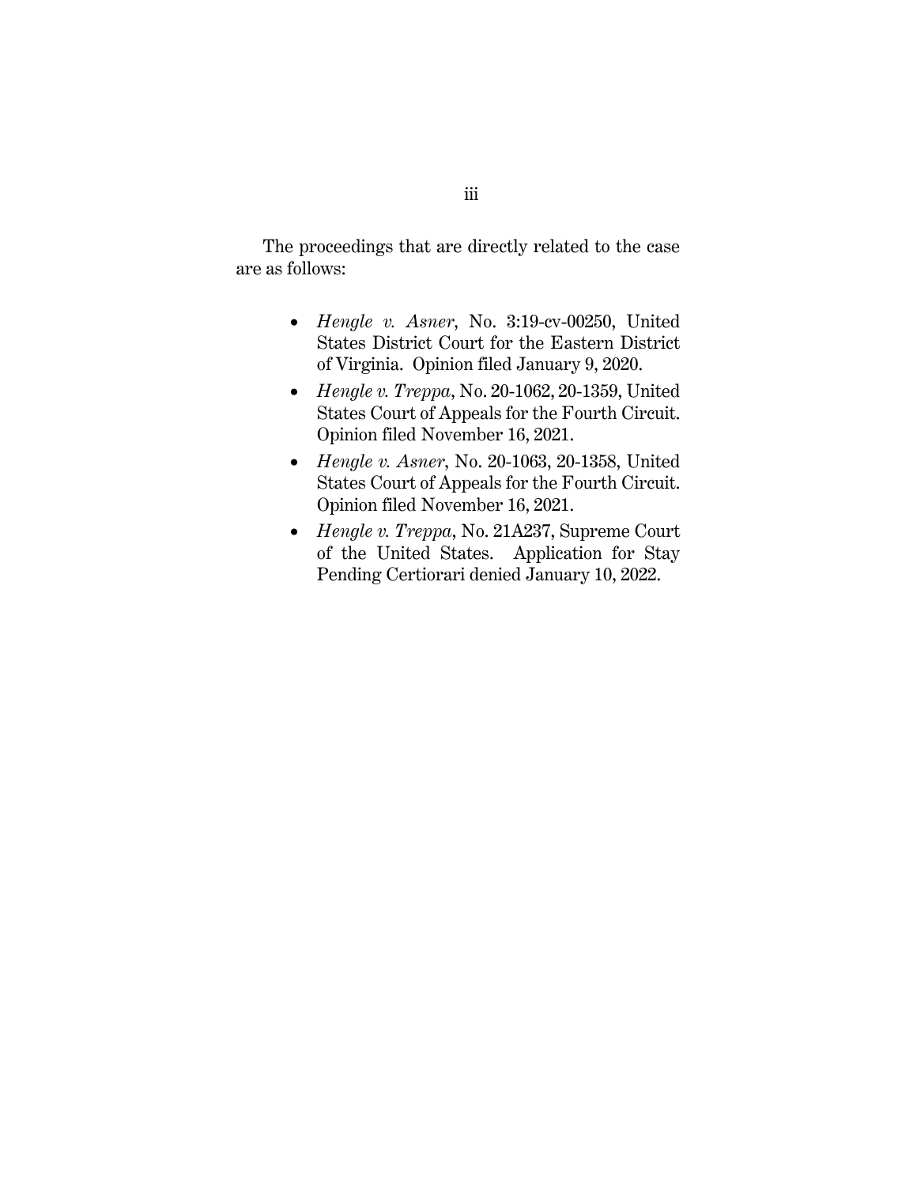The proceedings that are directly related to the case are as follows:

- *Hengle v. Asner*, No. 3:19-cv-00250, United States District Court for the Eastern District of Virginia. Opinion filed January 9, 2020.
- *Hengle v. Treppa*, No. 20-1062, 20-1359, United States Court of Appeals for the Fourth Circuit. Opinion filed November 16, 2021.
- *Hengle v. Asner*, No. 20-1063, 20-1358, United States Court of Appeals for the Fourth Circuit. Opinion filed November 16, 2021.
- *Hengle v. Treppa*, No. 21A237, Supreme Court of the United States. Application for Stay Pending Certiorari denied January 10, 2022.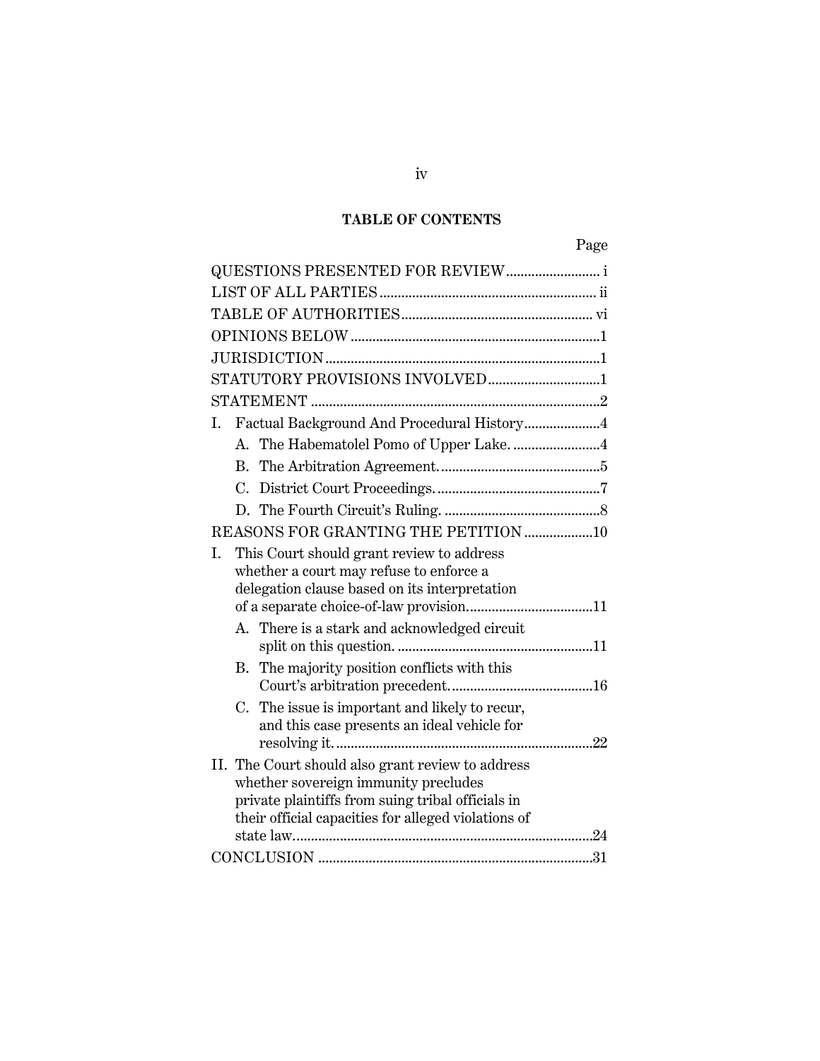## TABLE OF CONTENTS

| | Page |
|---|---|
| QUESTIONS PRESENTED FOR REVIEW | i |
| LIST OF ALL PARTIES | ii |
| TABLE OF AUTHORITIES | vi |
| OPINIONS BELOW | 1 |
| JURISDICTION | 1 |
| STATUTORY PROVISIONS INVOLVED | 1 |
| STATEMENT | 2 |
| I. Factual Background And Procedural History | 4 |
| A. The Habematolel Pomo of Upper Lake. | 4 |
| B. The Arbitration Agreement. | 5 |
| C. District Court Proceedings. | 7 |
| D. The Fourth Circuit's Ruling. | 8 |
| REASONS FOR GRANTING THE PETITION | 10 |
| I. This Court should grant review to address whether a court may refuse to enforce a delegation clause based on its interpretation of a separate choice-of-law provision. | 11 |
| A. There is a stark and acknowledged circuit split on this question. | 11 |
| B. The majority position conflicts with this Court's arbitration precedent. | 16 |
| C. The issue is important and likely to recur, and this case presents an ideal vehicle for resolving it. | 22 |
| II. The Court should also grant review to address whether sovereign immunity precludes private plaintiffs from suing tribal officials in their official capacities for alleged violations of state law. | 24 |
| CONCLUSION | 31 |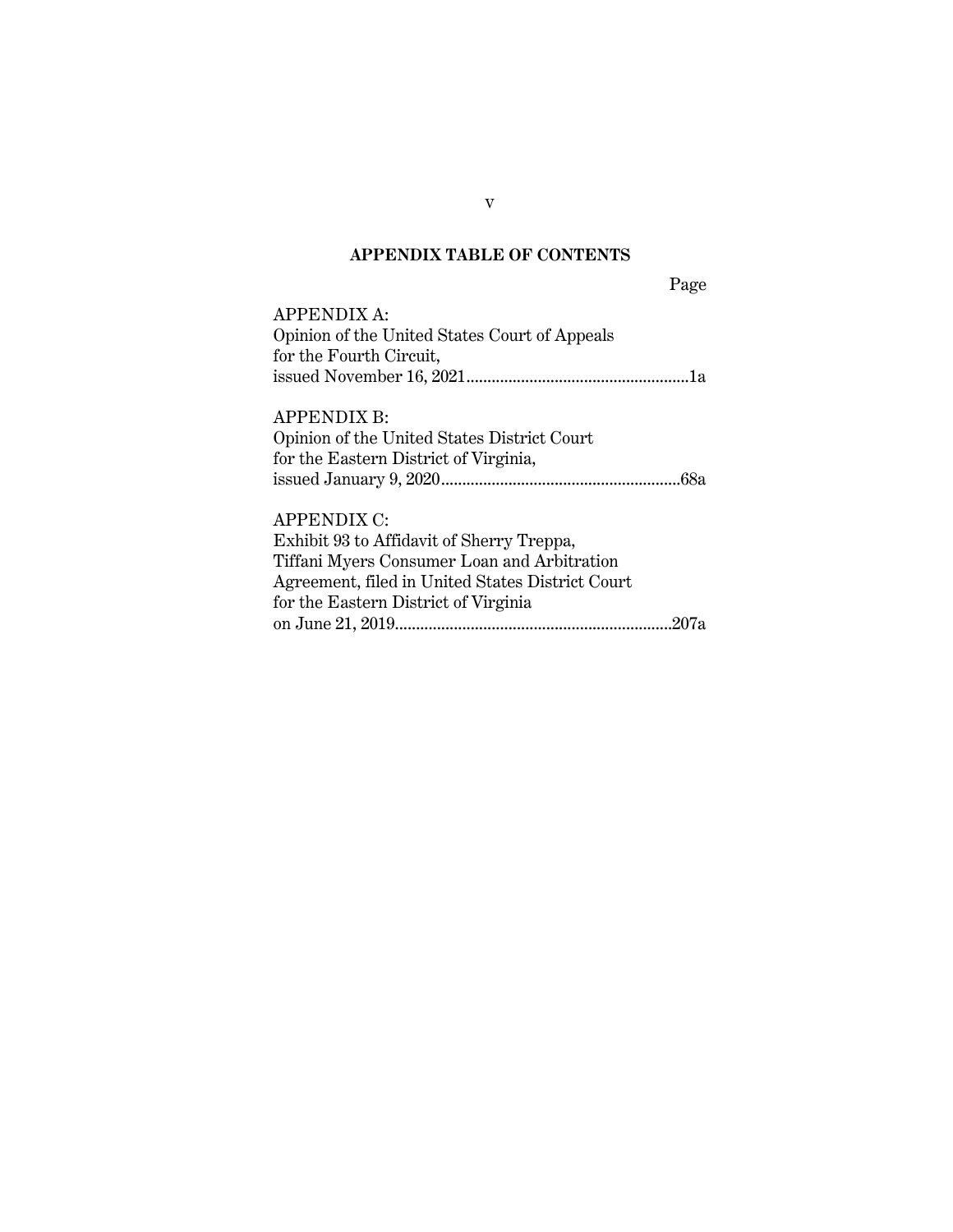## APPENDIX TABLE OF CONTENTS

Page

APPENDIX A:
Opinion of the United States Court of Appeals for the Fourth Circuit, issued November 16, 2021 ....................................................1a

APPENDIX B:
Opinion of the United States District Court for the Eastern District of Virginia, issued January 9, 2020 ........................................................68a

APPENDIX C:
Exhibit 93 to Affidavit of Sherry Treppa, Tiffani Myers Consumer Loan and Arbitration Agreement, filed in United States District Court for the Eastern District of Virginia on June 21, 2019.................................................................207a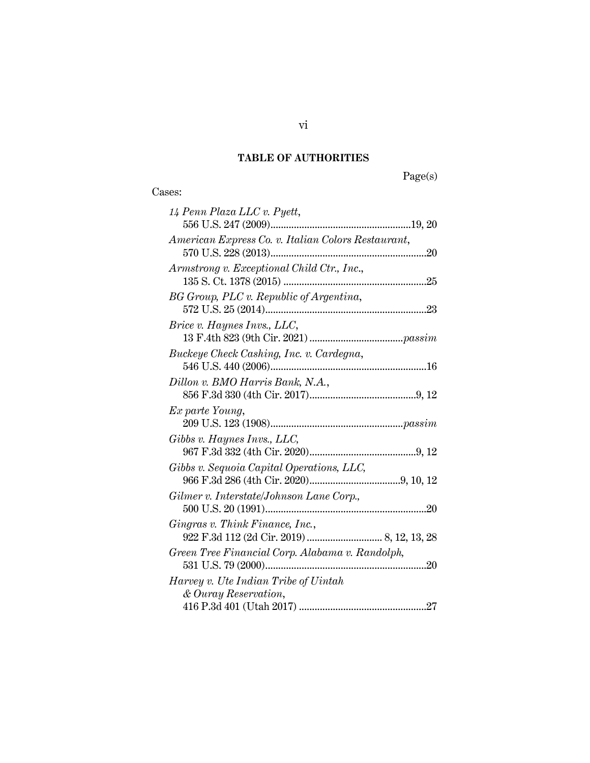## TABLE OF AUTHORITIES

Page(s)

Cases:

*14 Penn Plaza LLC v. Pyett*, 556 U.S. 247 (2009) .......... 19, 20

*American Express Co. v. Italian Colors Restaurant*, 570 U.S. 228 (2013) .......... 20

*Armstrong v. Exceptional Child Ctr., Inc.*, 135 S. Ct. 1378 (2015) .......... 25

*BG Group, PLC v. Republic of Argentina*, 572 U.S. 25 (2014) .......... 23

*Brice v. Haynes Invs., LLC*, 13 F.4th 823 (9th Cir. 2021) .......... *passim*

*Buckeye Check Cashing, Inc. v. Cardegna*, 546 U.S. 440 (2006) .......... 16

*Dillon v. BMO Harris Bank, N.A.*, 856 F.3d 330 (4th Cir. 2017) .......... 9, 12

*Ex parte Young*, 209 U.S. 123 (1908) .......... *passim*

*Gibbs v. Haynes Invs., LLC*, 967 F.3d 332 (4th Cir. 2020) .......... 9, 12

*Gibbs v. Sequoia Capital Operations, LLC*, 966 F.3d 286 (4th Cir. 2020) .......... 9, 10, 12

*Gilmer v. Interstate/Johnson Lane Corp.*, 500 U.S. 20 (1991) .......... 20

*Gingras v. Think Finance, Inc.*, 922 F.3d 112 (2d Cir. 2019) .......... 8, 12, 13, 28

*Green Tree Financial Corp. Alabama v. Randolph*, 531 U.S. 79 (2000) .......... 20

*Harvey v. Ute Indian Tribe of Uintah & Ouray Reservation*, 416 P.3d 401 (Utah 2017) .......... 27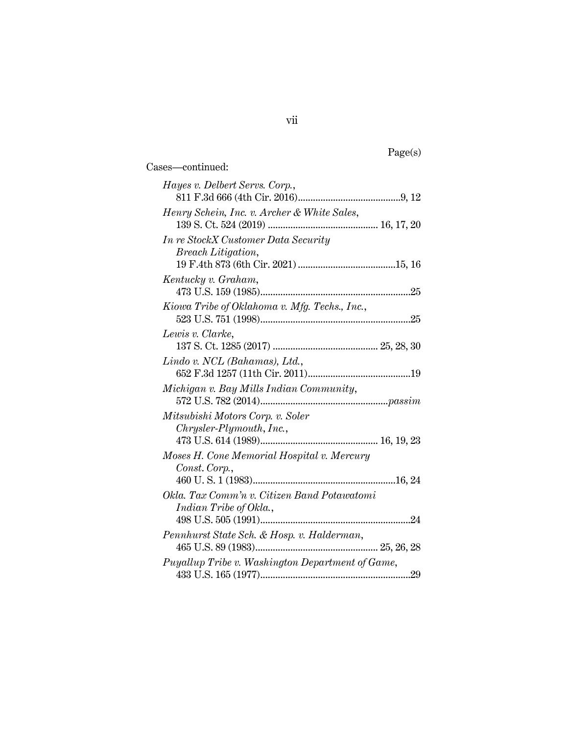Page(s)

Cases—continued:

*Hayes v. Delbert Servs. Corp.*,
811 F.3d 666 (4th Cir. 2016)........................................9, 12

*Henry Schein, Inc. v. Archer & White Sales*,
139 S. Ct. 524 (2019) ........................................... 16, 17, 20

*In re StockX Customer Data Security Breach Litigation*,
19 F.4th 873 (6th Cir. 2021) .......................................15, 16

*Kentucky v. Graham*,
473 U.S. 159 (1985)............................................................25

*Kiowa Tribe of Oklahoma v. Mfg. Techs., Inc.*,
523 U.S. 751 (1998)............................................................25

*Lewis v. Clarke*,
137 S. Ct. 1285 (2017) .......................................... 25, 28, 30

*Lindo v. NCL (Bahamas), Ltd.*,
652 F.3d 1257 (11th Cir. 2011).........................................19

*Michigan v. Bay Mills Indian Community*,
572 U.S. 782 (2014)..................................................*passim*

*Mitsubishi Motors Corp. v. Soler Chrysler-Plymouth, Inc.*,
473 U.S. 614 (1989).............................................. 16, 19, 23

*Moses H. Cone Memorial Hospital v. Mercury Const. Corp.*,
460 U. S. 1 (1983)........................................................16, 24

*Okla. Tax Comm'n v. Citizen Band Potawatomi Indian Tribe of Okla.*,
498 U.S. 505 (1991)...........................................................24

*Pennhurst State Sch. & Hosp. v. Halderman*,
465 U.S. 89 (1983)................................................ 25, 26, 28

*Puyallup Tribe v. Washington Department of Game*,
433 U.S. 165 (1977)...........................................................29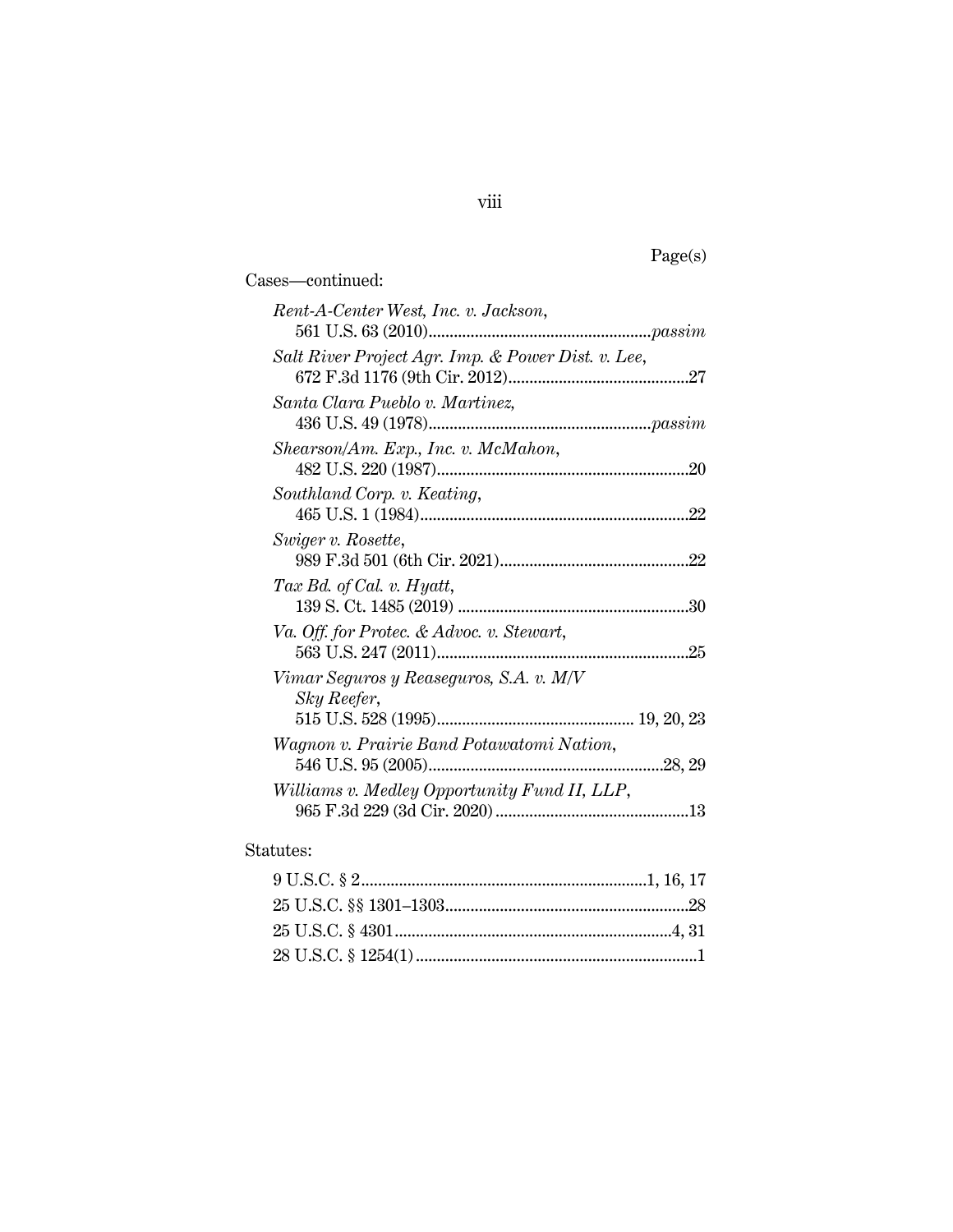Page(s)

Cases—continued:

*Rent-A-Center West, Inc. v. Jackson*,
561 U.S. 63 (2010)....................................................*passim*

*Salt River Project Agr. Imp. & Power Dist. v. Lee*,
672 F.3d 1176 (9th Cir. 2012)..........................................27

*Santa Clara Pueblo v. Martinez*,
436 U.S. 49 (1978)....................................................*passim*

*Shearson/Am. Exp., Inc. v. McMahon*,
482 U.S. 220 (1987)...........................................................20

*Southland Corp. v. Keating*,
465 U.S. 1 (1984)...............................................................22

*Swiger v. Rosette*,
989 F.3d 501 (6th Cir. 2021)............................................22

*Tax Bd. of Cal. v. Hyatt*,
139 S. Ct. 1485 (2019) ......................................................30

*Va. Off. for Protec. & Advoc. v. Stewart*,
563 U.S. 247 (2011)...........................................................25

*Vimar Seguros y Reaseguros, S.A. v. M/V Sky Reefer*,
515 U.S. 528 (1995).............................................. 19, 20, 23

*Wagnon v. Prairie Band Potawatomi Nation*,
546 U.S. 95 (2005).......................................................28, 29

*Williams v. Medley Opportunity Fund II, LLP*,
965 F.3d 229 (3d Cir. 2020).............................................13

Statutes:

9 U.S.C. § 2...................................................................1, 16, 17

25 U.S.C. §§ 1301–1303.........................................................28

25 U.S.C. § 4301................................................................4, 31

28 U.S.C. § 1254(1)..................................................................1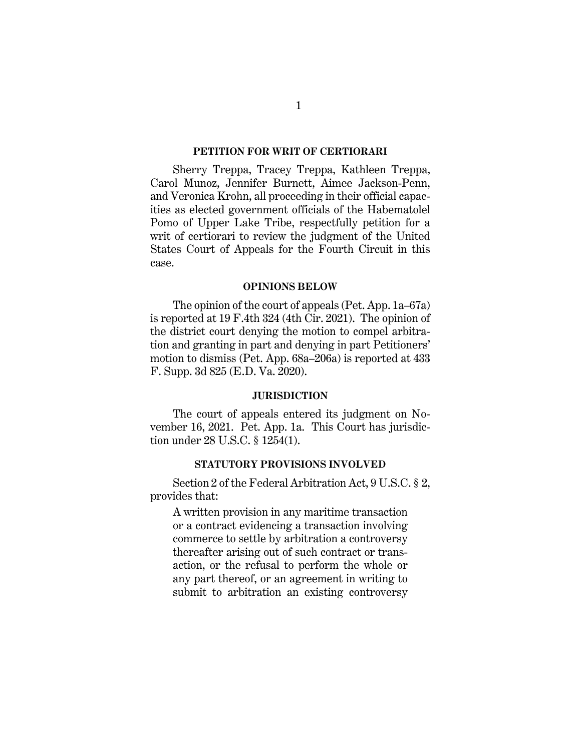## PETITION FOR WRIT OF CERTIORARI

Sherry Treppa, Tracey Treppa, Kathleen Treppa, Carol Munoz, Jennifer Burnett, Aimee Jackson-Penn, and Veronica Krohn, all proceeding in their official capacities as elected government officials of the Habematolel Pomo of Upper Lake Tribe, respectfully petition for a writ of certiorari to review the judgment of the United States Court of Appeals for the Fourth Circuit in this case.

## OPINIONS BELOW

The opinion of the court of appeals (Pet. App. 1a–67a) is reported at 19 F.4th 324 (4th Cir. 2021). The opinion of the district court denying the motion to compel arbitration and granting in part and denying in part Petitioners' motion to dismiss (Pet. App. 68a–206a) is reported at 433 F. Supp. 3d 825 (E.D. Va. 2020).

## JURISDICTION

The court of appeals entered its judgment on November 16, 2021. Pet. App. 1a. This Court has jurisdiction under 28 U.S.C. § 1254(1).

## STATUTORY PROVISIONS INVOLVED

Section 2 of the Federal Arbitration Act, 9 U.S.C. § 2, provides that:

> A written provision in any maritime transaction or a contract evidencing a transaction involving commerce to settle by arbitration a controversy thereafter arising out of such contract or transaction, or the refusal to perform the whole or any part thereof, or an agreement in writing to submit to arbitration an existing controversy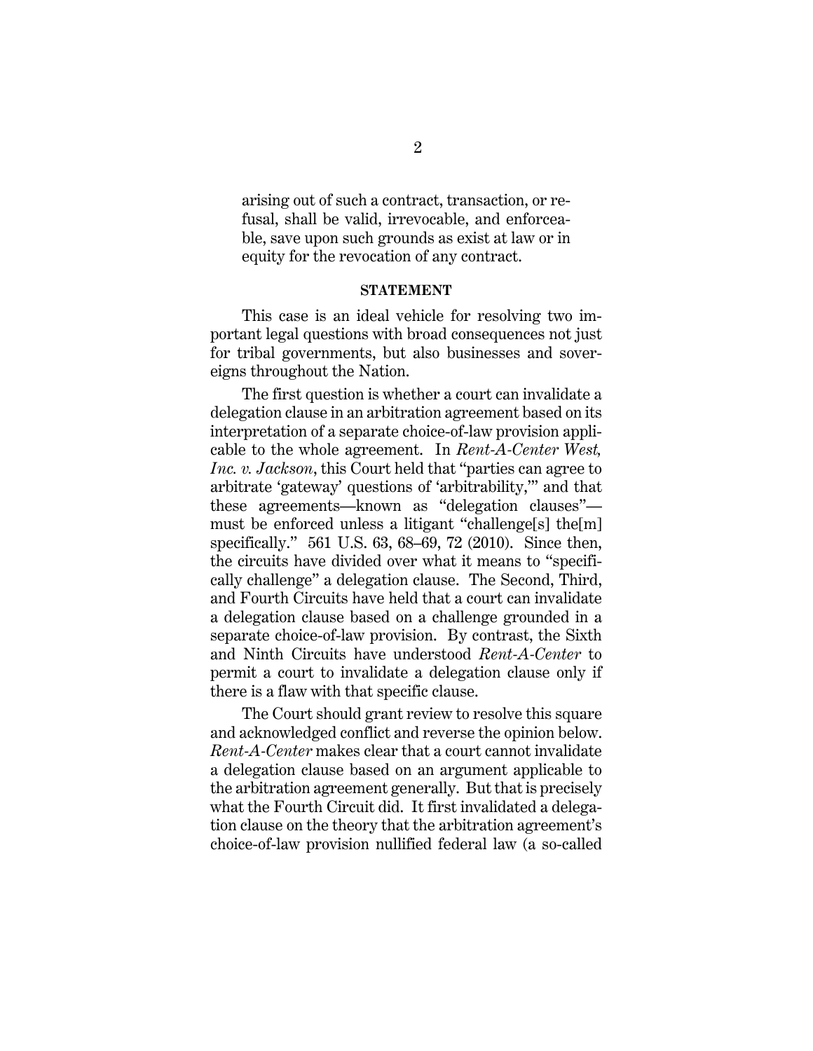arising out of such a contract, transaction, or refusal, shall be valid, irrevocable, and enforceable, save upon such grounds as exist at law or in equity for the revocation of any contract.

## STATEMENT

This case is an ideal vehicle for resolving two important legal questions with broad consequences not just for tribal governments, but also businesses and sovereigns throughout the Nation.

The first question is whether a court can invalidate a delegation clause in an arbitration agreement based on its interpretation of a separate choice-of-law provision applicable to the whole agreement. In *Rent-A-Center West, Inc. v. Jackson*, this Court held that "parties can agree to arbitrate 'gateway' questions of 'arbitrability,'" and that these agreements—known as "delegation clauses"—must be enforced unless a litigant "challenge[s] the[m] specifically." 561 U.S. 63, 68–69, 72 (2010). Since then, the circuits have divided over what it means to "specifically challenge" a delegation clause. The Second, Third, and Fourth Circuits have held that a court can invalidate a delegation clause based on a challenge grounded in a separate choice-of-law provision. By contrast, the Sixth and Ninth Circuits have understood *Rent-A-Center* to permit a court to invalidate a delegation clause only if there is a flaw with that specific clause.

The Court should grant review to resolve this square and acknowledged conflict and reverse the opinion below. *Rent-A-Center* makes clear that a court cannot invalidate a delegation clause based on an argument applicable to the arbitration agreement generally. But that is precisely what the Fourth Circuit did. It first invalidated a delegation clause on the theory that the arbitration agreement's choice-of-law provision nullified federal law (a so-called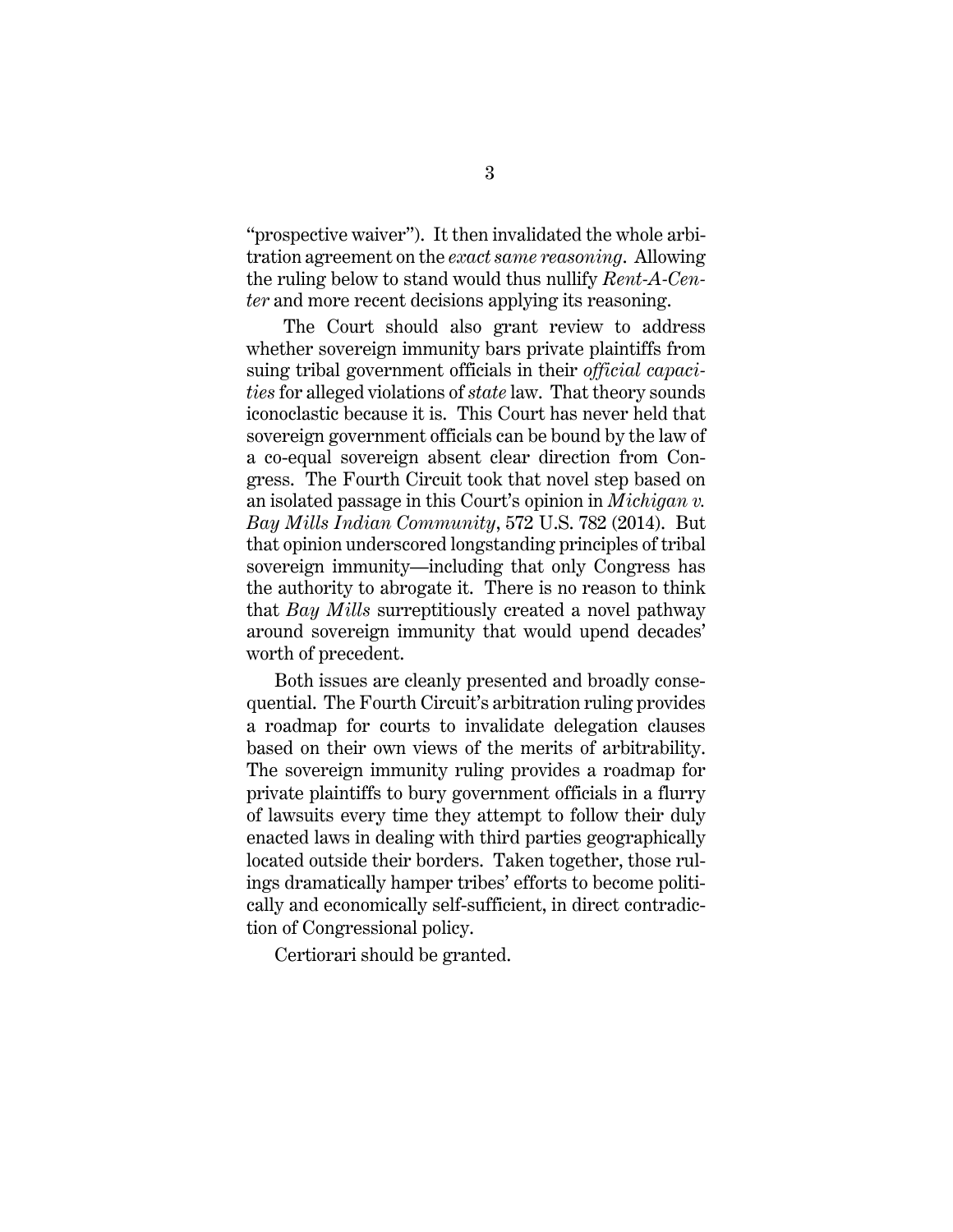"prospective waiver"). It then invalidated the whole arbitration agreement on the *exact same reasoning*. Allowing the ruling below to stand would thus nullify *Rent-A-Center* and more recent decisions applying its reasoning.

The Court should also grant review to address whether sovereign immunity bars private plaintiffs from suing tribal government officials in their *official capacities* for alleged violations of *state* law. That theory sounds iconoclastic because it is. This Court has never held that sovereign government officials can be bound by the law of a co-equal sovereign absent clear direction from Congress. The Fourth Circuit took that novel step based on an isolated passage in this Court's opinion in *Michigan v. Bay Mills Indian Community*, 572 U.S. 782 (2014). But that opinion underscored longstanding principles of tribal sovereign immunity—including that only Congress has the authority to abrogate it. There is no reason to think that *Bay Mills* surreptitiously created a novel pathway around sovereign immunity that would upend decades' worth of precedent.

Both issues are cleanly presented and broadly consequential. The Fourth Circuit's arbitration ruling provides a roadmap for courts to invalidate delegation clauses based on their own views of the merits of arbitrability. The sovereign immunity ruling provides a roadmap for private plaintiffs to bury government officials in a flurry of lawsuits every time they attempt to follow their duly enacted laws in dealing with third parties geographically located outside their borders. Taken together, those rulings dramatically hamper tribes' efforts to become politically and economically self-sufficient, in direct contradiction of Congressional policy.

Certiorari should be granted.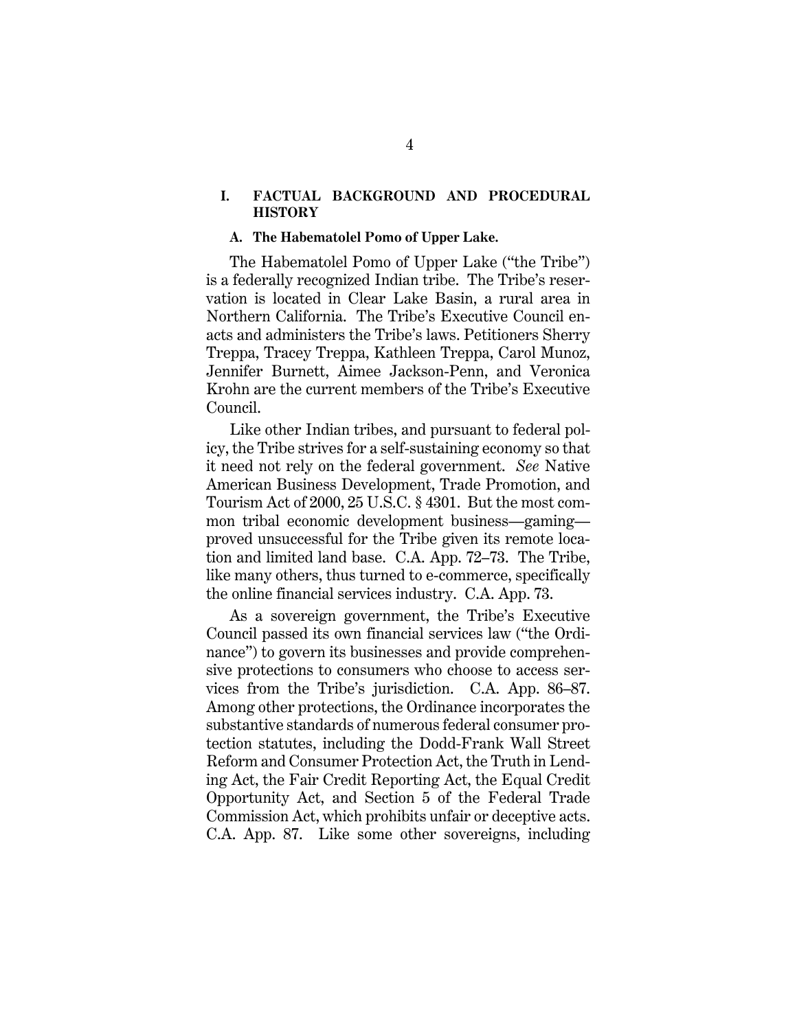## I. FACTUAL BACKGROUND AND PROCEDURAL HISTORY

### A. The Habematolel Pomo of Upper Lake.

The Habematolel Pomo of Upper Lake ("the Tribe") is a federally recognized Indian tribe. The Tribe's reservation is located in Clear Lake Basin, a rural area in Northern California. The Tribe's Executive Council enacts and administers the Tribe's laws. Petitioners Sherry Treppa, Tracey Treppa, Kathleen Treppa, Carol Munoz, Jennifer Burnett, Aimee Jackson-Penn, and Veronica Krohn are the current members of the Tribe's Executive Council.

Like other Indian tribes, and pursuant to federal policy, the Tribe strives for a self-sustaining economy so that it need not rely on the federal government. *See* Native American Business Development, Trade Promotion, and Tourism Act of 2000, 25 U.S.C. § 4301. But the most common tribal economic development business—gaming—proved unsuccessful for the Tribe given its remote location and limited land base. C.A. App. 72–73. The Tribe, like many others, thus turned to e-commerce, specifically the online financial services industry. C.A. App. 73.

As a sovereign government, the Tribe's Executive Council passed its own financial services law ("the Ordinance") to govern its businesses and provide comprehensive protections to consumers who choose to access services from the Tribe's jurisdiction. C.A. App. 86–87. Among other protections, the Ordinance incorporates the substantive standards of numerous federal consumer protection statutes, including the Dodd-Frank Wall Street Reform and Consumer Protection Act, the Truth in Lending Act, the Fair Credit Reporting Act, the Equal Credit Opportunity Act, and Section 5 of the Federal Trade Commission Act, which prohibits unfair or deceptive acts. C.A. App. 87. Like some other sovereigns, including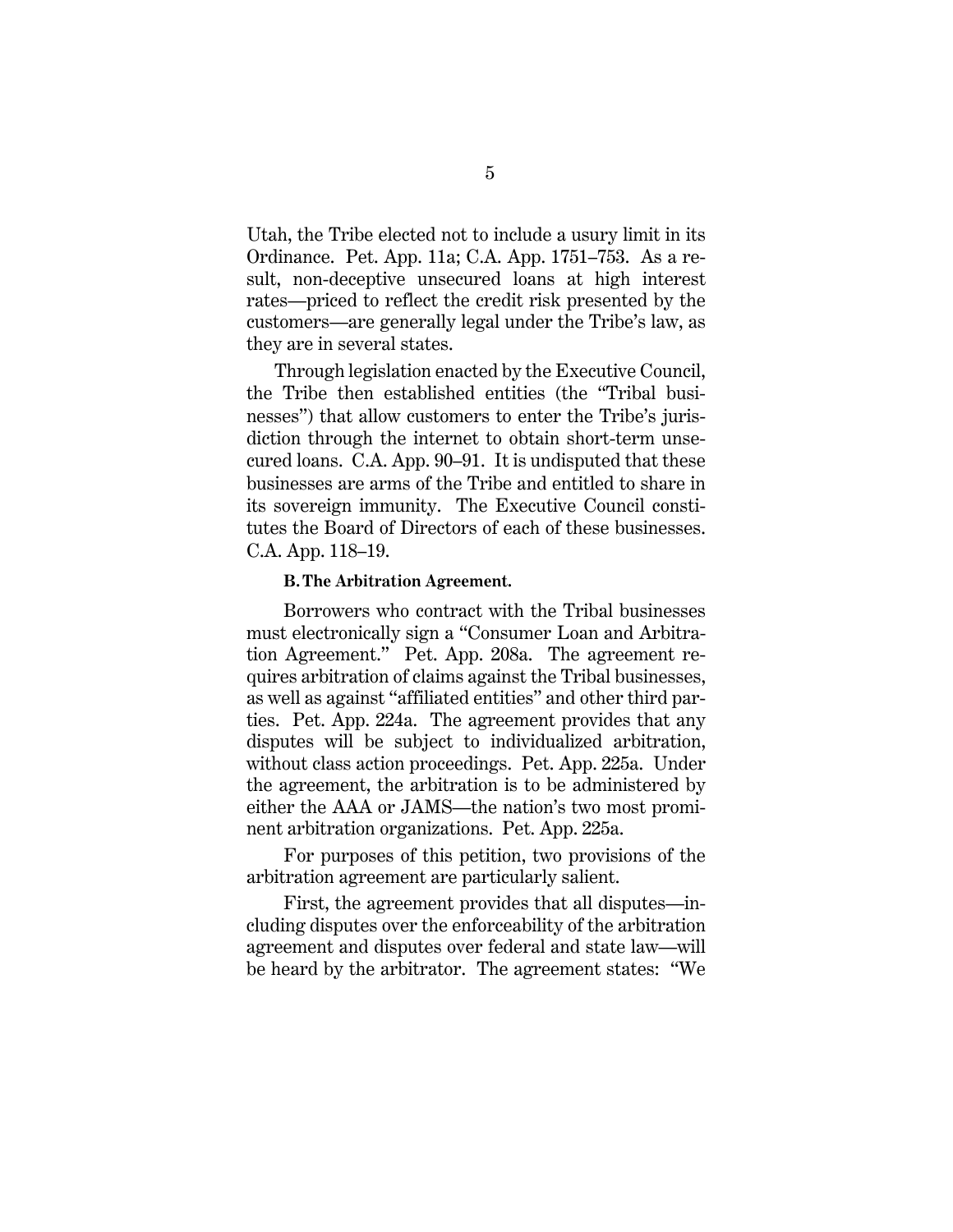Utah, the Tribe elected not to include a usury limit in its Ordinance. Pet. App. 11a; C.A. App. 1751–753. As a result, non-deceptive unsecured loans at high interest rates—priced to reflect the credit risk presented by the customers—are generally legal under the Tribe's law, as they are in several states.

Through legislation enacted by the Executive Council, the Tribe then established entities (the "Tribal businesses") that allow customers to enter the Tribe's jurisdiction through the internet to obtain short-term unsecured loans. C.A. App. 90–91. It is undisputed that these businesses are arms of the Tribe and entitled to share in its sovereign immunity. The Executive Council constitutes the Board of Directors of each of these businesses. C.A. App. 118–19.

**B. The Arbitration Agreement.**

Borrowers who contract with the Tribal businesses must electronically sign a "Consumer Loan and Arbitration Agreement." Pet. App. 208a. The agreement requires arbitration of claims against the Tribal businesses, as well as against "affiliated entities" and other third parties. Pet. App. 224a. The agreement provides that any disputes will be subject to individualized arbitration, without class action proceedings. Pet. App. 225a. Under the agreement, the arbitration is to be administered by either the AAA or JAMS—the nation's two most prominent arbitration organizations. Pet. App. 225a.

For purposes of this petition, two provisions of the arbitration agreement are particularly salient.

First, the agreement provides that all disputes—including disputes over the enforceability of the arbitration agreement and disputes over federal and state law—will be heard by the arbitrator. The agreement states: "We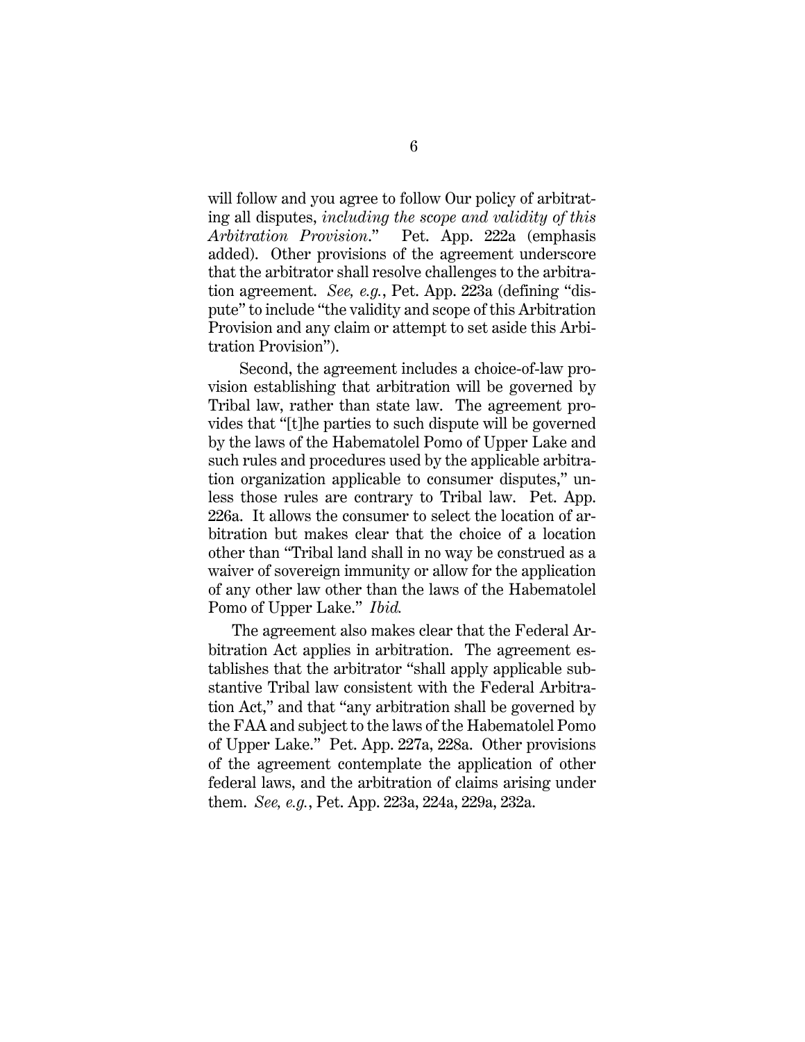will follow and you agree to follow Our policy of arbitrating all disputes, *including the scope and validity of this Arbitration Provision*." Pet. App. 222a (emphasis added). Other provisions of the agreement underscore that the arbitrator shall resolve challenges to the arbitration agreement. *See, e.g.*, Pet. App. 223a (defining "dispute" to include "the validity and scope of this Arbitration Provision and any claim or attempt to set aside this Arbitration Provision").

Second, the agreement includes a choice-of-law provision establishing that arbitration will be governed by Tribal law, rather than state law. The agreement provides that "[t]he parties to such dispute will be governed by the laws of the Habematolel Pomo of Upper Lake and such rules and procedures used by the applicable arbitration organization applicable to consumer disputes," unless those rules are contrary to Tribal law. Pet. App. 226a. It allows the consumer to select the location of arbitration but makes clear that the choice of a location other than "Tribal land shall in no way be construed as a waiver of sovereign immunity or allow for the application of any other law other than the laws of the Habematolel Pomo of Upper Lake." *Ibid.*

The agreement also makes clear that the Federal Arbitration Act applies in arbitration. The agreement establishes that the arbitrator "shall apply applicable substantive Tribal law consistent with the Federal Arbitration Act," and that "any arbitration shall be governed by the FAA and subject to the laws of the Habematolel Pomo of Upper Lake." Pet. App. 227a, 228a. Other provisions of the agreement contemplate the application of other federal laws, and the arbitration of claims arising under them. *See, e.g.*, Pet. App. 223a, 224a, 229a, 232a.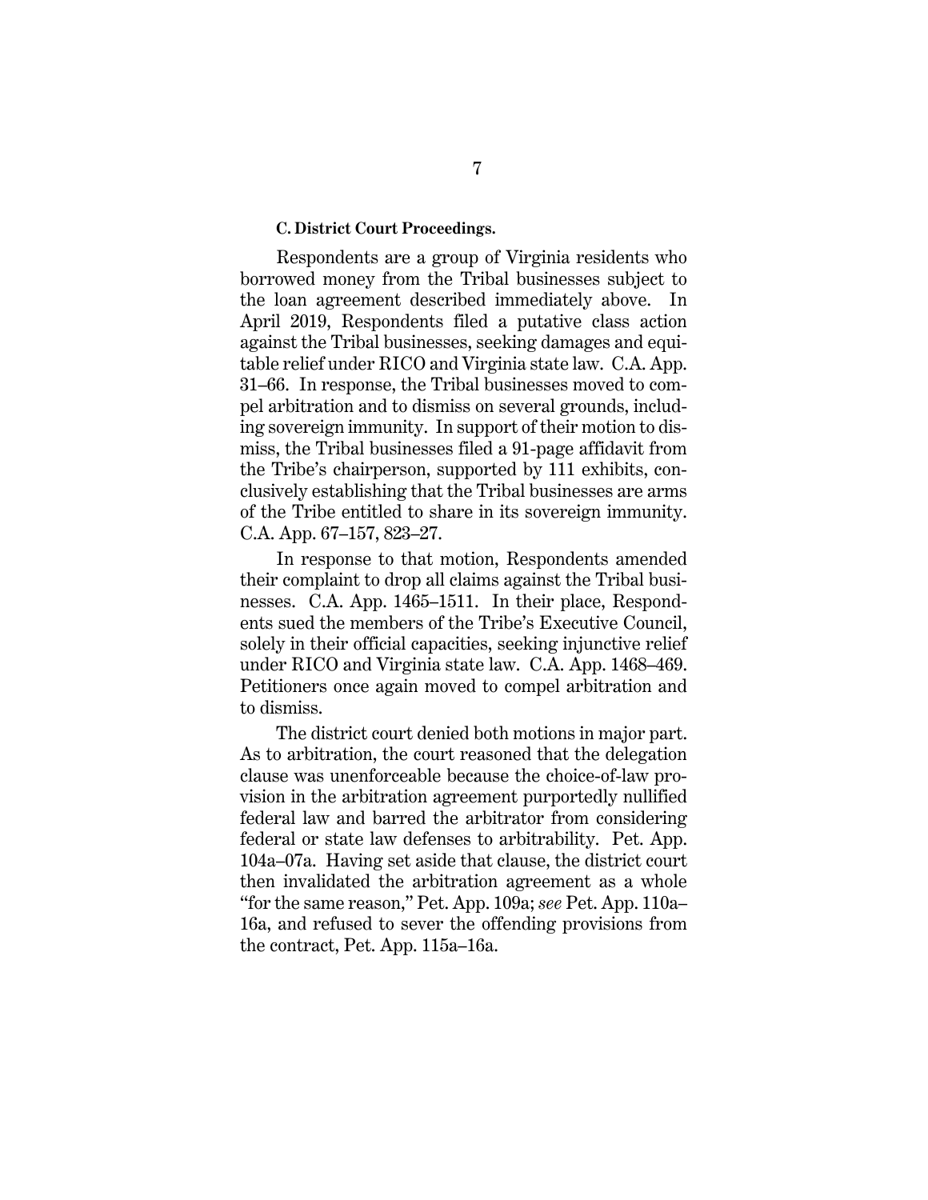### C. District Court Proceedings.

Respondents are a group of Virginia residents who borrowed money from the Tribal businesses subject to the loan agreement described immediately above. In April 2019, Respondents filed a putative class action against the Tribal businesses, seeking damages and equitable relief under RICO and Virginia state law. C.A. App. 31–66. In response, the Tribal businesses moved to compel arbitration and to dismiss on several grounds, including sovereign immunity. In support of their motion to dismiss, the Tribal businesses filed a 91-page affidavit from the Tribe's chairperson, supported by 111 exhibits, conclusively establishing that the Tribal businesses are arms of the Tribe entitled to share in its sovereign immunity. C.A. App. 67–157, 823–27.

In response to that motion, Respondents amended their complaint to drop all claims against the Tribal businesses. C.A. App. 1465–1511. In their place, Respondents sued the members of the Tribe's Executive Council, solely in their official capacities, seeking injunctive relief under RICO and Virginia state law. C.A. App. 1468–469. Petitioners once again moved to compel arbitration and to dismiss.

The district court denied both motions in major part. As to arbitration, the court reasoned that the delegation clause was unenforceable because the choice-of-law provision in the arbitration agreement purportedly nullified federal law and barred the arbitrator from considering federal or state law defenses to arbitrability. Pet. App. 104a–07a. Having set aside that clause, the district court then invalidated the arbitration agreement as a whole "for the same reason," Pet. App. 109a; *see* Pet. App. 110a–16a, and refused to sever the offending provisions from the contract, Pet. App. 115a–16a.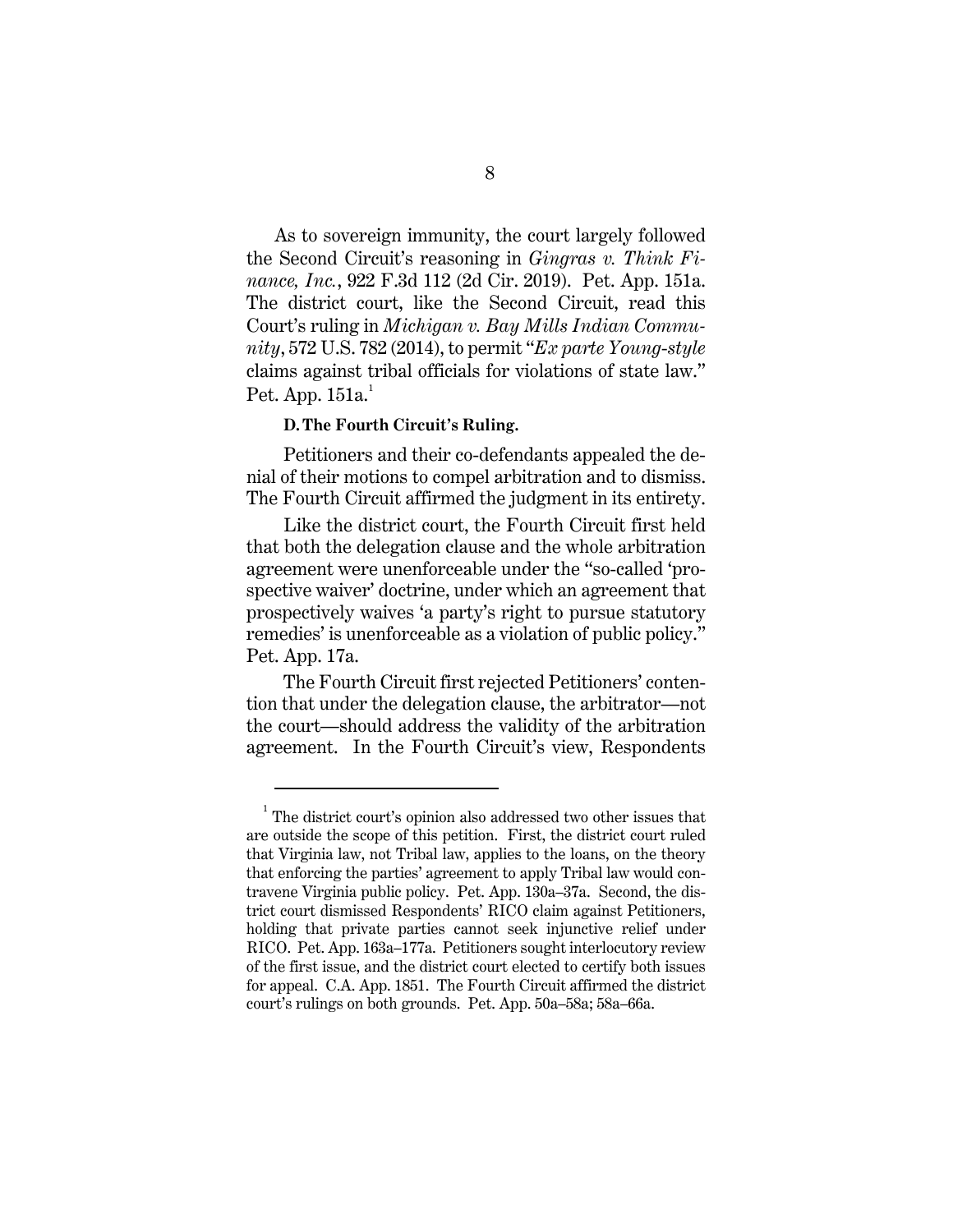As to sovereign immunity, the court largely followed the Second Circuit's reasoning in *Gingras v. Think Finance, Inc.*, 922 F.3d 112 (2d Cir. 2019). Pet. App. 151a. The district court, like the Second Circuit, read this Court's ruling in *Michigan v. Bay Mills Indian Community*, 572 U.S. 782 (2014), to permit "*Ex parte Young-style* claims against tribal officials for violations of state law." Pet. App. 151a.[1]

### D. The Fourth Circuit's Ruling.

Petitioners and their co-defendants appealed the denial of their motions to compel arbitration and to dismiss. The Fourth Circuit affirmed the judgment in its entirety.

Like the district court, the Fourth Circuit first held that both the delegation clause and the whole arbitration agreement were unenforceable under the "so-called 'prospective waiver' doctrine, under which an agreement that prospectively waives 'a party's right to pursue statutory remedies' is unenforceable as a violation of public policy." Pet. App. 17a.

The Fourth Circuit first rejected Petitioners' contention that under the delegation clause, the arbitrator—not the court—should address the validity of the arbitration agreement. In the Fourth Circuit's view, Respondents

---

[1] The district court's opinion also addressed two other issues that are outside the scope of this petition. First, the district court ruled that Virginia law, not Tribal law, applies to the loans, on the theory that enforcing the parties' agreement to apply Tribal law would contravene Virginia public policy. Pet. App. 130a–37a. Second, the district court dismissed Respondents' RICO claim against Petitioners, holding that private parties cannot seek injunctive relief under RICO. Pet. App. 163a–177a. Petitioners sought interlocutory review of the first issue, and the district court elected to certify both issues for appeal. C.A. App. 1851. The Fourth Circuit affirmed the district court's rulings on both grounds. Pet. App. 50a–58a; 58a–66a.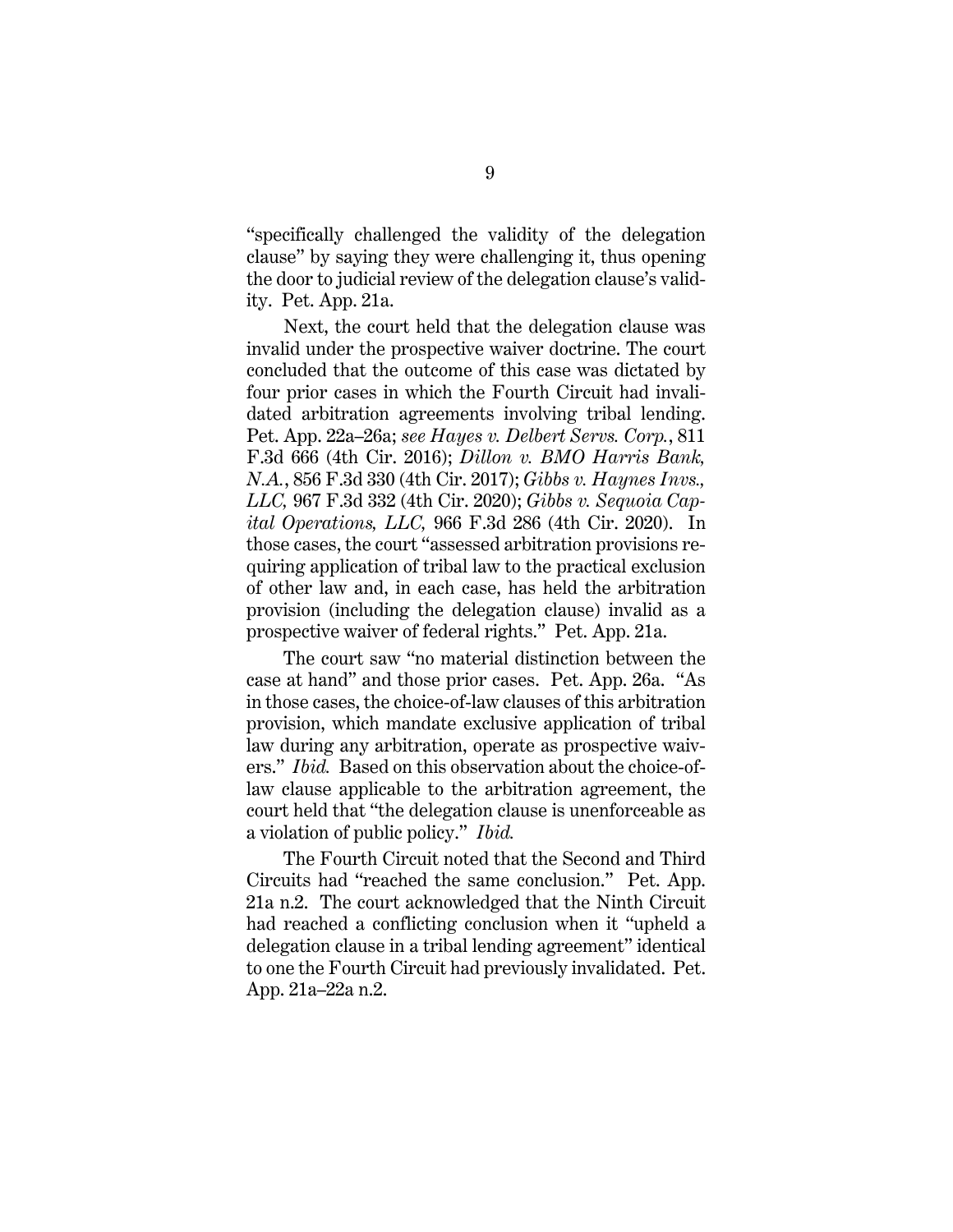"specifically challenged the validity of the delegation clause" by saying they were challenging it, thus opening the door to judicial review of the delegation clause's validity. Pet. App. 21a.

Next, the court held that the delegation clause was invalid under the prospective waiver doctrine. The court concluded that the outcome of this case was dictated by four prior cases in which the Fourth Circuit had invalidated arbitration agreements involving tribal lending. Pet. App. 22a–26a; *see Hayes v. Delbert Servs. Corp.*, 811 F.3d 666 (4th Cir. 2016); *Dillon v. BMO Harris Bank, N.A.*, 856 F.3d 330 (4th Cir. 2017); *Gibbs v. Haynes Invs., LLC,* 967 F.3d 332 (4th Cir. 2020); *Gibbs v. Sequoia Capital Operations, LLC,* 966 F.3d 286 (4th Cir. 2020). In those cases, the court "assessed arbitration provisions requiring application of tribal law to the practical exclusion of other law and, in each case, has held the arbitration provision (including the delegation clause) invalid as a prospective waiver of federal rights." Pet. App. 21a.

The court saw "no material distinction between the case at hand" and those prior cases. Pet. App. 26a. "As in those cases, the choice-of-law clauses of this arbitration provision, which mandate exclusive application of tribal law during any arbitration, operate as prospective waivers." *Ibid.* Based on this observation about the choice-of-law clause applicable to the arbitration agreement, the court held that "the delegation clause is unenforceable as a violation of public policy." *Ibid.*

The Fourth Circuit noted that the Second and Third Circuits had "reached the same conclusion." Pet. App. 21a n.2. The court acknowledged that the Ninth Circuit had reached a conflicting conclusion when it "upheld a delegation clause in a tribal lending agreement" identical to one the Fourth Circuit had previously invalidated. Pet. App. 21a–22a n.2.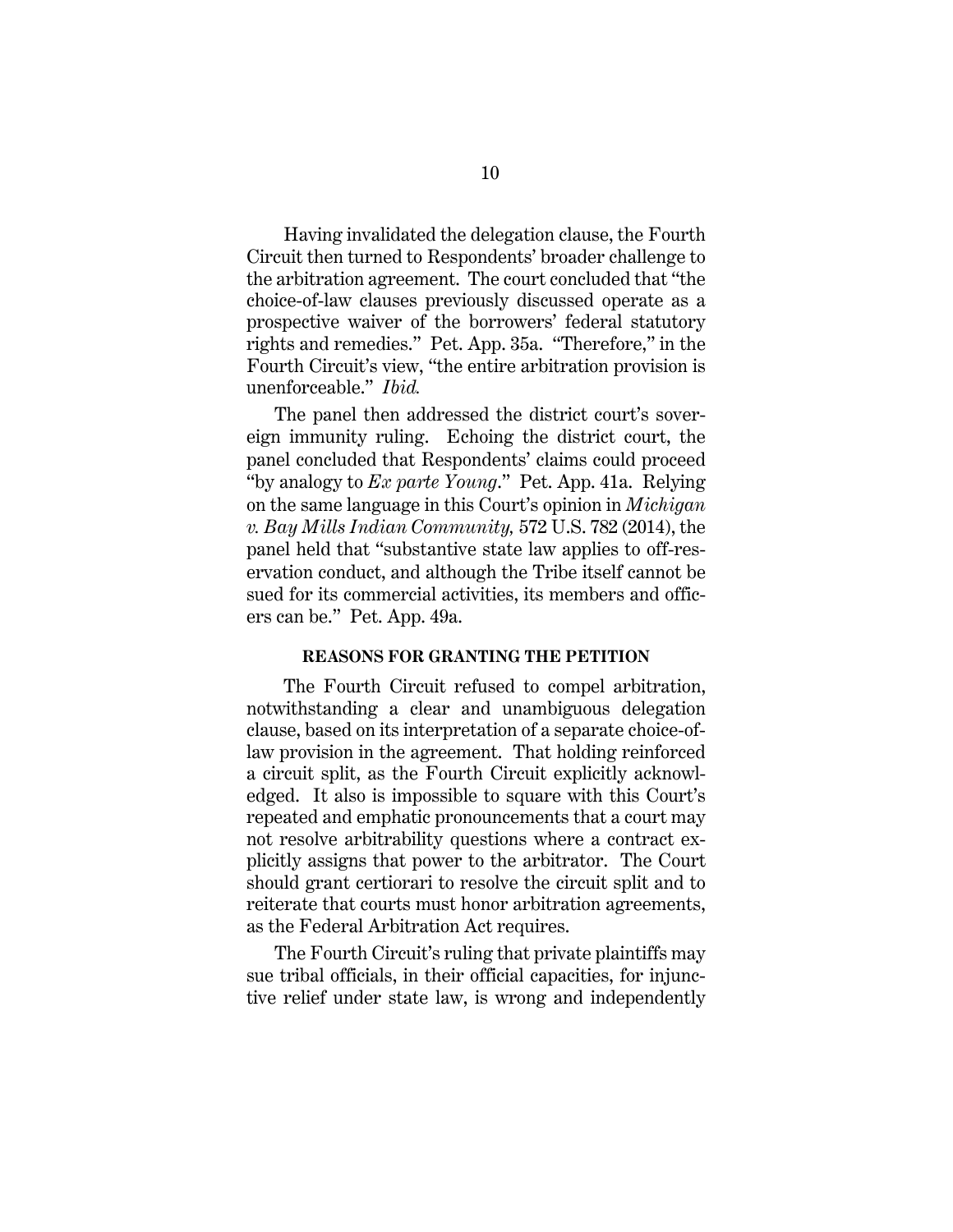Having invalidated the delegation clause, the Fourth Circuit then turned to Respondents' broader challenge to the arbitration agreement. The court concluded that "the choice-of-law clauses previously discussed operate as a prospective waiver of the borrowers' federal statutory rights and remedies." Pet. App. 35a. "Therefore," in the Fourth Circuit's view, "the entire arbitration provision is unenforceable." *Ibid.*

The panel then addressed the district court's sovereign immunity ruling. Echoing the district court, the panel concluded that Respondents' claims could proceed "by analogy to *Ex parte Young*." Pet. App. 41a. Relying on the same language in this Court's opinion in *Michigan v. Bay Mills Indian Community,* 572 U.S. 782 (2014), the panel held that "substantive state law applies to off-reservation conduct, and although the Tribe itself cannot be sued for its commercial activities, its members and officers can be." Pet. App. 49a.

## REASONS FOR GRANTING THE PETITION

The Fourth Circuit refused to compel arbitration, notwithstanding a clear and unambiguous delegation clause, based on its interpretation of a separate choice-of-law provision in the agreement. That holding reinforced a circuit split, as the Fourth Circuit explicitly acknowledged. It also is impossible to square with this Court's repeated and emphatic pronouncements that a court may not resolve arbitrability questions where a contract explicitly assigns that power to the arbitrator. The Court should grant certiorari to resolve the circuit split and to reiterate that courts must honor arbitration agreements, as the Federal Arbitration Act requires.

The Fourth Circuit's ruling that private plaintiffs may sue tribal officials, in their official capacities, for injunctive relief under state law, is wrong and independently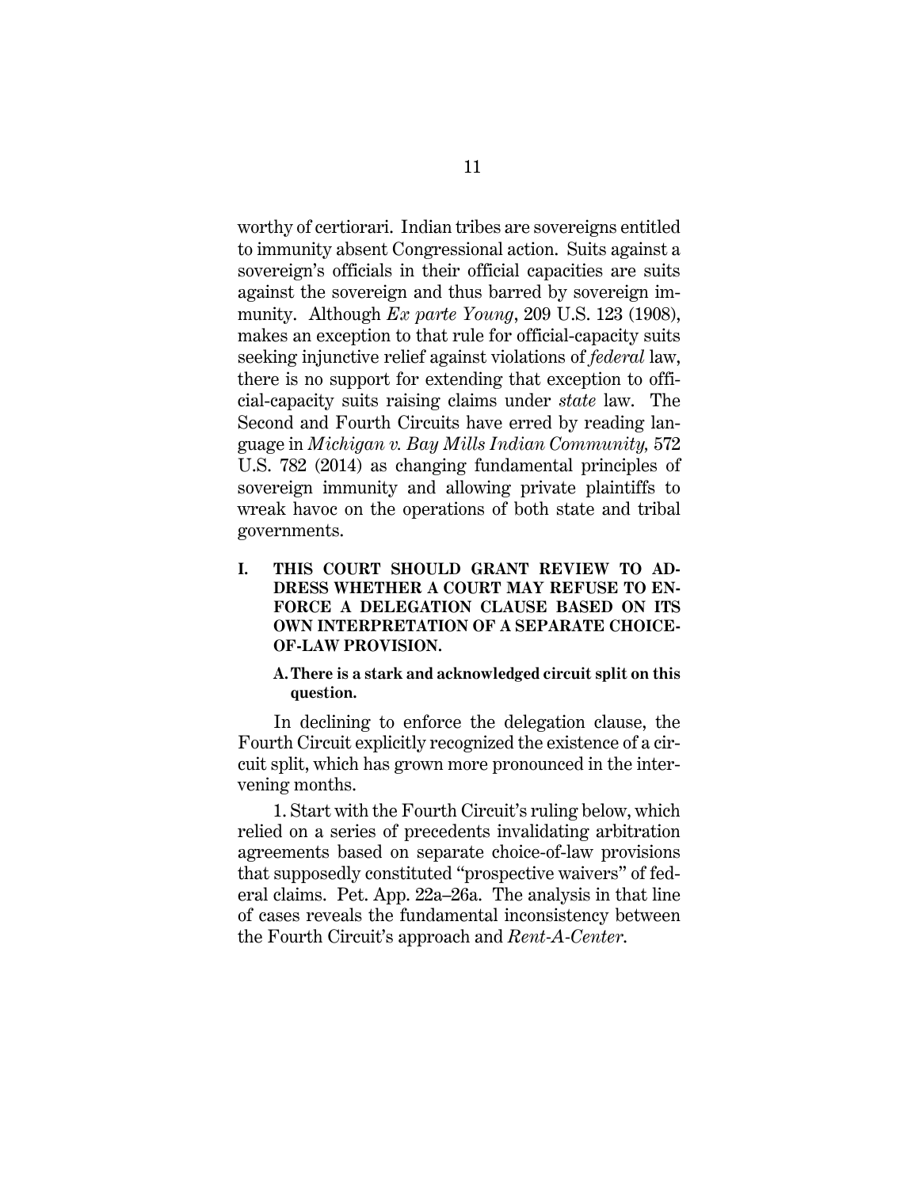worthy of certiorari. Indian tribes are sovereigns entitled to immunity absent Congressional action. Suits against a sovereign's officials in their official capacities are suits against the sovereign and thus barred by sovereign immunity. Although *Ex parte Young*, 209 U.S. 123 (1908), makes an exception to that rule for official-capacity suits seeking injunctive relief against violations of *federal* law, there is no support for extending that exception to official-capacity suits raising claims under *state* law. The Second and Fourth Circuits have erred by reading language in *Michigan v. Bay Mills Indian Community,* 572 U.S. 782 (2014) as changing fundamental principles of sovereign immunity and allowing private plaintiffs to wreak havoc on the operations of both state and tribal governments.

## I. THIS COURT SHOULD GRANT REVIEW TO ADDRESS WHETHER A COURT MAY REFUSE TO ENFORCE A DELEGATION CLAUSE BASED ON ITS OWN INTERPRETATION OF A SEPARATE CHOICE-OF-LAW PROVISION.

### A. There is a stark and acknowledged circuit split on this question.

In declining to enforce the delegation clause, the Fourth Circuit explicitly recognized the existence of a circuit split, which has grown more pronounced in the intervening months.

1. Start with the Fourth Circuit's ruling below, which relied on a series of precedents invalidating arbitration agreements based on separate choice-of-law provisions that supposedly constituted "prospective waivers" of federal claims. Pet. App. 22a–26a. The analysis in that line of cases reveals the fundamental inconsistency between the Fourth Circuit's approach and *Rent-A-Center*.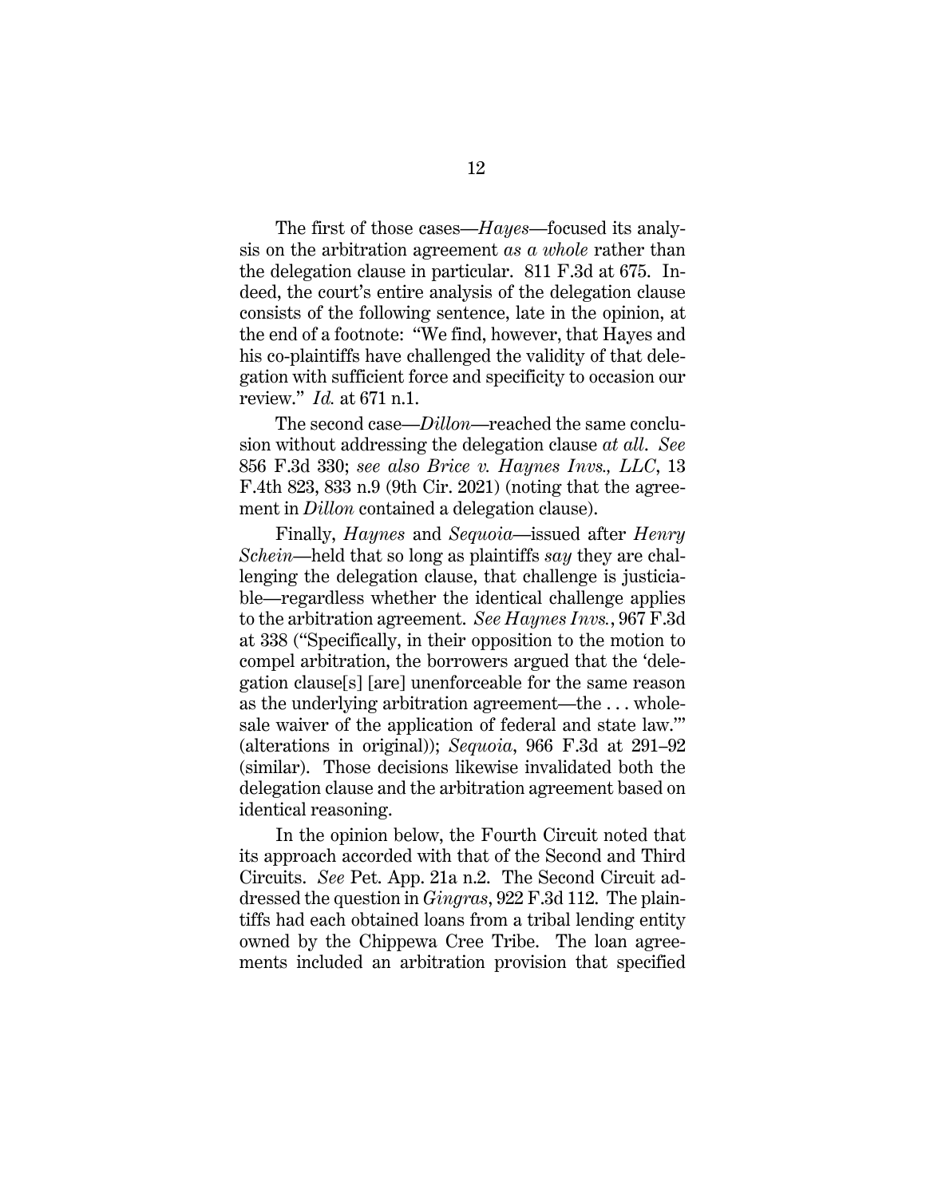The first of those cases—*Hayes*—focused its analysis on the arbitration agreement *as a whole* rather than the delegation clause in particular. 811 F.3d at 675. Indeed, the court's entire analysis of the delegation clause consists of the following sentence, late in the opinion, at the end of a footnote: "We find, however, that Hayes and his co-plaintiffs have challenged the validity of that delegation with sufficient force and specificity to occasion our review." *Id.* at 671 n.1.

The second case—*Dillon*—reached the same conclusion without addressing the delegation clause *at all*. *See* 856 F.3d 330; *see also Brice v. Haynes Invs., LLC*, 13 F.4th 823, 833 n.9 (9th Cir. 2021) (noting that the agreement in *Dillon* contained a delegation clause).

Finally, *Haynes* and *Sequoia*—issued after *Henry Schein*—held that so long as plaintiffs *say* they are challenging the delegation clause, that challenge is justiciable—regardless whether the identical challenge applies to the arbitration agreement. *See Haynes Invs.*, 967 F.3d at 338 ("Specifically, in their opposition to the motion to compel arbitration, the borrowers argued that the 'delegation clause[s] [are] unenforceable for the same reason as the underlying arbitration agreement—the . . . wholesale waiver of the application of federal and state law.'" (alterations in original)); *Sequoia*, 966 F.3d at 291–92 (similar). Those decisions likewise invalidated both the delegation clause and the arbitration agreement based on identical reasoning.

In the opinion below, the Fourth Circuit noted that its approach accorded with that of the Second and Third Circuits. *See* Pet. App. 21a n.2. The Second Circuit addressed the question in *Gingras*, 922 F.3d 112. The plaintiffs had each obtained loans from a tribal lending entity owned by the Chippewa Cree Tribe. The loan agreements included an arbitration provision that specified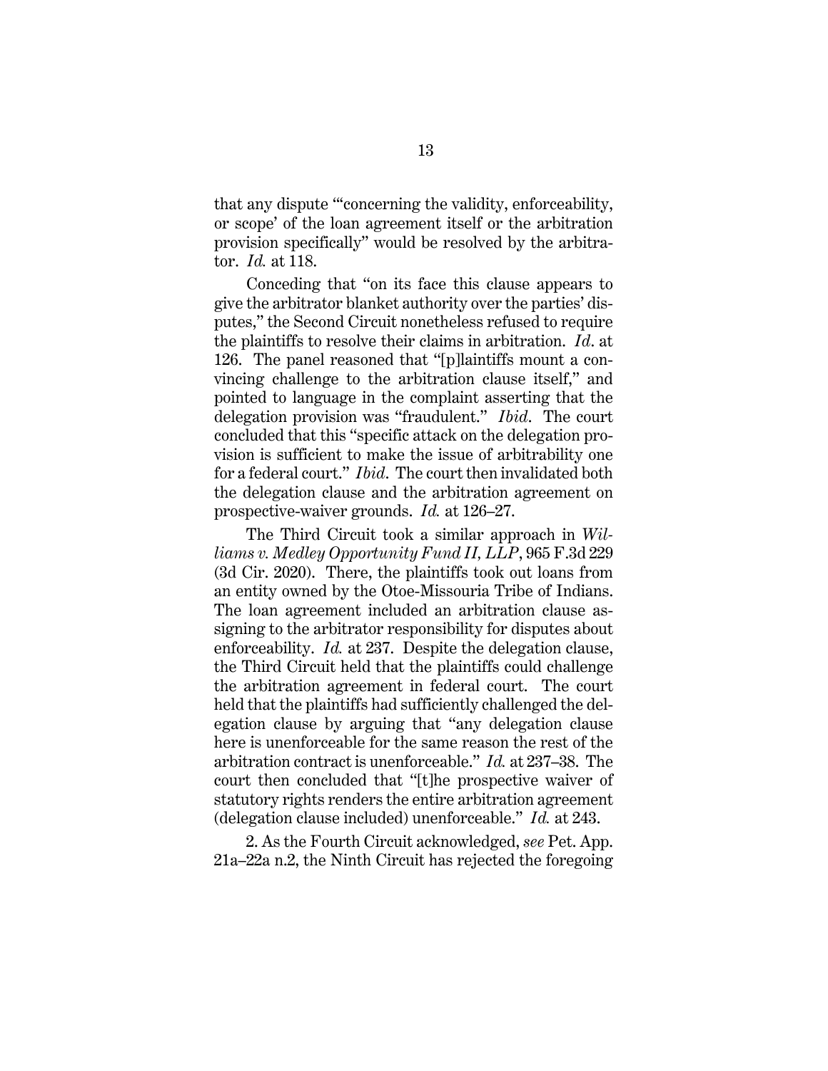that any dispute "'concerning the validity, enforceability, or scope' of the loan agreement itself or the arbitration provision specifically" would be resolved by the arbitrator. *Id.* at 118.

Conceding that "on its face this clause appears to give the arbitrator blanket authority over the parties' disputes," the Second Circuit nonetheless refused to require the plaintiffs to resolve their claims in arbitration. *Id*. at 126. The panel reasoned that "[p]laintiffs mount a convincing challenge to the arbitration clause itself," and pointed to language in the complaint asserting that the delegation provision was "fraudulent." *Ibid*. The court concluded that this "specific attack on the delegation provision is sufficient to make the issue of arbitrability one for a federal court." *Ibid*. The court then invalidated both the delegation clause and the arbitration agreement on prospective-waiver grounds. *Id.* at 126–27.

The Third Circuit took a similar approach in *Williams v. Medley Opportunity Fund II, LLP*, 965 F.3d 229 (3d Cir. 2020). There, the plaintiffs took out loans from an entity owned by the Otoe-Missouria Tribe of Indians. The loan agreement included an arbitration clause assigning to the arbitrator responsibility for disputes about enforceability. *Id.* at 237. Despite the delegation clause, the Third Circuit held that the plaintiffs could challenge the arbitration agreement in federal court. The court held that the plaintiffs had sufficiently challenged the delegation clause by arguing that "any delegation clause here is unenforceable for the same reason the rest of the arbitration contract is unenforceable." *Id.* at 237–38. The court then concluded that "[t]he prospective waiver of statutory rights renders the entire arbitration agreement (delegation clause included) unenforceable." *Id.* at 243.

2. As the Fourth Circuit acknowledged, *see* Pet. App. 21a–22a n.2, the Ninth Circuit has rejected the foregoing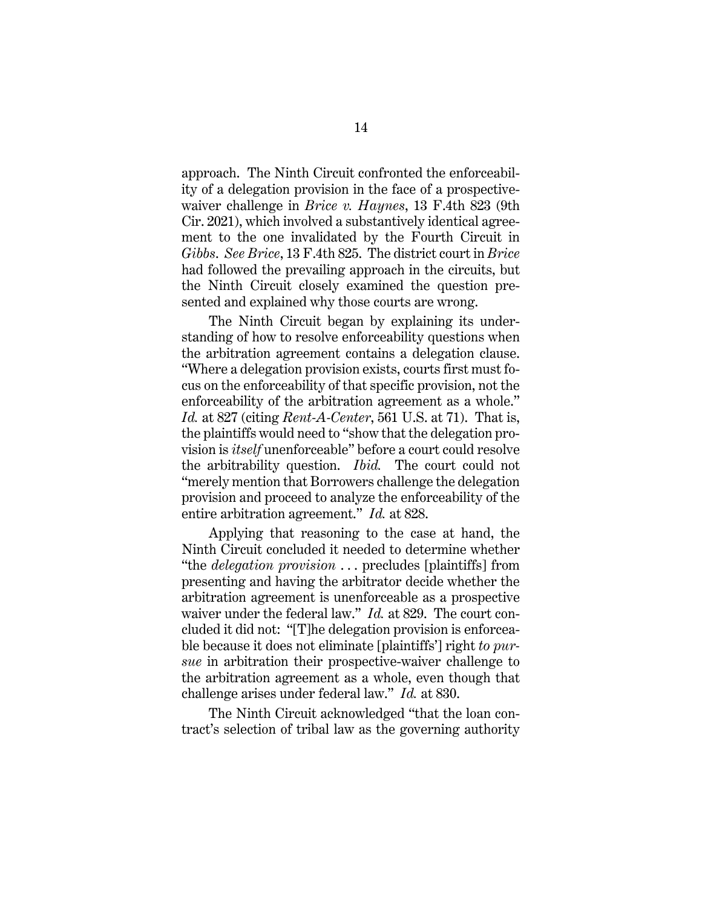approach. The Ninth Circuit confronted the enforceability of a delegation provision in the face of a prospective-waiver challenge in *Brice v. Haynes*, 13 F.4th 823 (9th Cir. 2021), which involved a substantively identical agreement to the one invalidated by the Fourth Circuit in *Gibbs*. *See Brice*, 13 F.4th 825. The district court in *Brice* had followed the prevailing approach in the circuits, but the Ninth Circuit closely examined the question presented and explained why those courts are wrong.

The Ninth Circuit began by explaining its understanding of how to resolve enforceability questions when the arbitration agreement contains a delegation clause. "Where a delegation provision exists, courts first must focus on the enforceability of that specific provision, not the enforceability of the arbitration agreement as a whole." *Id.* at 827 (citing *Rent-A-Center*, 561 U.S. at 71). That is, the plaintiffs would need to "show that the delegation provision is *itself* unenforceable" before a court could resolve the arbitrability question. *Ibid.* The court could not "merely mention that Borrowers challenge the delegation provision and proceed to analyze the enforceability of the entire arbitration agreement." *Id.* at 828.

Applying that reasoning to the case at hand, the Ninth Circuit concluded it needed to determine whether "the *delegation provision* . . . precludes [plaintiffs] from presenting and having the arbitrator decide whether the arbitration agreement is unenforceable as a prospective waiver under the federal law." *Id.* at 829. The court concluded it did not: "[T]he delegation provision is enforceable because it does not eliminate [plaintiffs'] right *to pursue* in arbitration their prospective-waiver challenge to the arbitration agreement as a whole, even though that challenge arises under federal law." *Id.* at 830.

The Ninth Circuit acknowledged "that the loan contract's selection of tribal law as the governing authority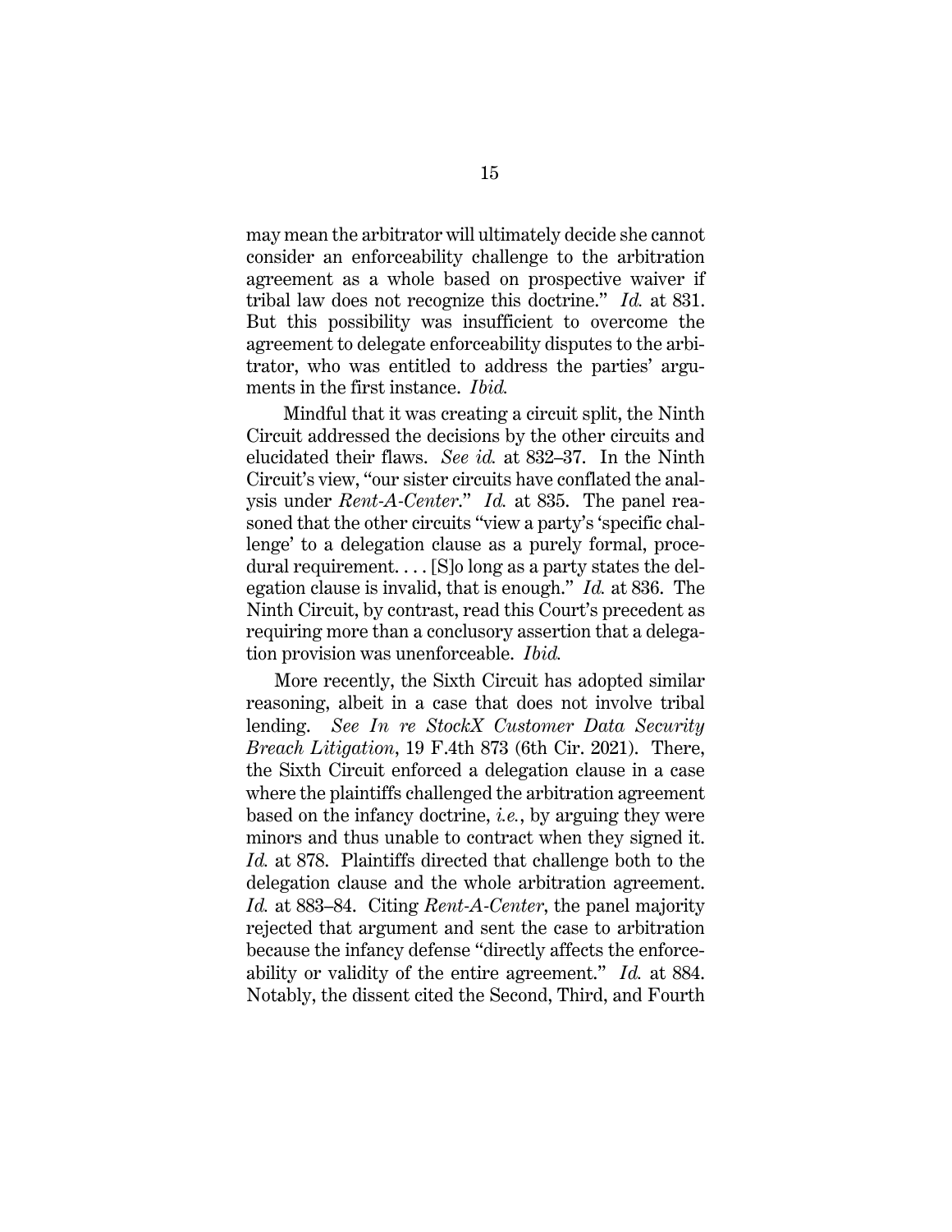may mean the arbitrator will ultimately decide she cannot consider an enforceability challenge to the arbitration agreement as a whole based on prospective waiver if tribal law does not recognize this doctrine." *Id.* at 831. But this possibility was insufficient to overcome the agreement to delegate enforceability disputes to the arbitrator, who was entitled to address the parties' arguments in the first instance. *Ibid.*

Mindful that it was creating a circuit split, the Ninth Circuit addressed the decisions by the other circuits and elucidated their flaws. *See id.* at 832–37. In the Ninth Circuit's view, "our sister circuits have conflated the analysis under *Rent-A-Center*." *Id.* at 835. The panel reasoned that the other circuits "view a party's 'specific challenge' to a delegation clause as a purely formal, procedural requirement. . . . [S]o long as a party states the delegation clause is invalid, that is enough." *Id.* at 836. The Ninth Circuit, by contrast, read this Court's precedent as requiring more than a conclusory assertion that a delegation provision was unenforceable. *Ibid.*

More recently, the Sixth Circuit has adopted similar reasoning, albeit in a case that does not involve tribal lending. *See In re StockX Customer Data Security Breach Litigation*, 19 F.4th 873 (6th Cir. 2021). There, the Sixth Circuit enforced a delegation clause in a case where the plaintiffs challenged the arbitration agreement based on the infancy doctrine, *i.e.*, by arguing they were minors and thus unable to contract when they signed it. *Id.* at 878. Plaintiffs directed that challenge both to the delegation clause and the whole arbitration agreement. *Id.* at 883–84. Citing *Rent-A-Center*, the panel majority rejected that argument and sent the case to arbitration because the infancy defense "directly affects the enforceability or validity of the entire agreement." *Id.* at 884. Notably, the dissent cited the Second, Third, and Fourth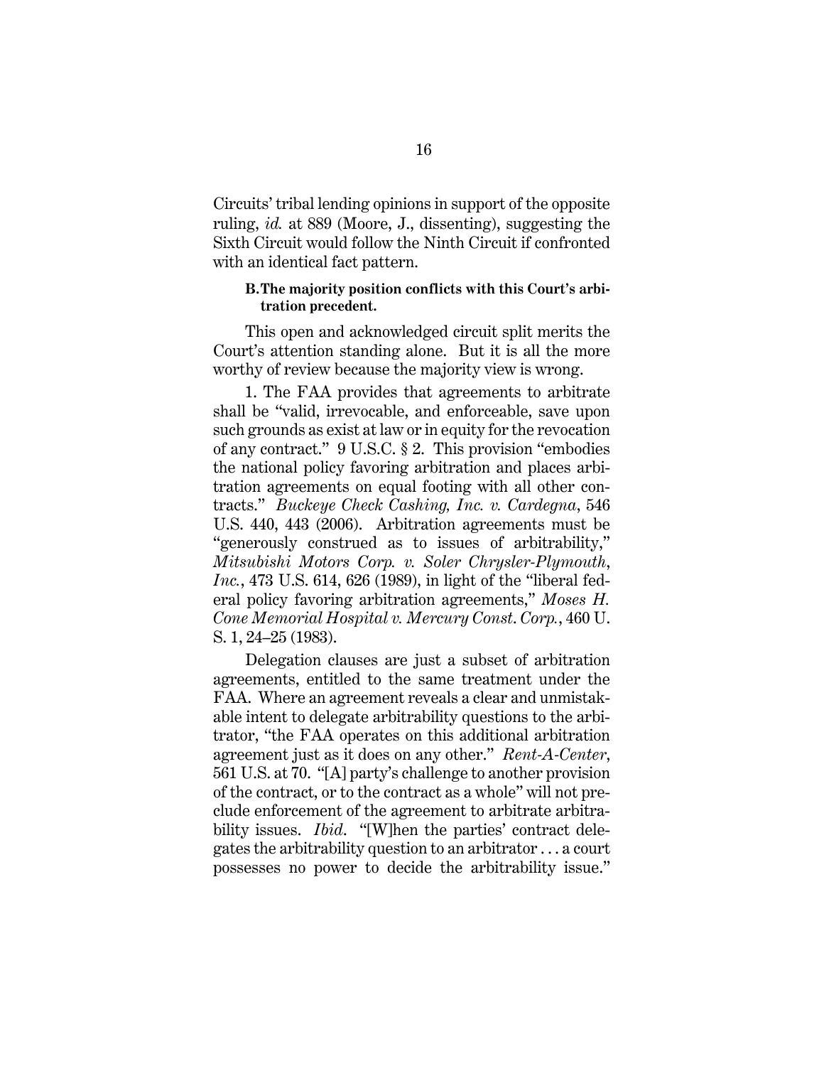Circuits' tribal lending opinions in support of the opposite ruling, *id.* at 889 (Moore, J., dissenting), suggesting the Sixth Circuit would follow the Ninth Circuit if confronted with an identical fact pattern.

### B. The majority position conflicts with this Court's arbitration precedent.

This open and acknowledged circuit split merits the Court's attention standing alone. But it is all the more worthy of review because the majority view is wrong.

1. The FAA provides that agreements to arbitrate shall be "valid, irrevocable, and enforceable, save upon such grounds as exist at law or in equity for the revocation of any contract." 9 U.S.C. § 2. This provision "embodies the national policy favoring arbitration and places arbitration agreements on equal footing with all other contracts." *Buckeye Check Cashing, Inc. v. Cardegna*, 546 U.S. 440, 443 (2006). Arbitration agreements must be "generously construed as to issues of arbitrability," *Mitsubishi Motors Corp. v. Soler Chrysler-Plymouth, Inc.*, 473 U.S. 614, 626 (1989), in light of the "liberal federal policy favoring arbitration agreements," *Moses H. Cone Memorial Hospital v. Mercury Const. Corp.*, 460 U. S. 1, 24–25 (1983).

Delegation clauses are just a subset of arbitration agreements, entitled to the same treatment under the FAA. Where an agreement reveals a clear and unmistakable intent to delegate arbitrability questions to the arbitrator, "the FAA operates on this additional arbitration agreement just as it does on any other." *Rent-A-Center*, 561 U.S. at 70. "[A] party's challenge to another provision of the contract, or to the contract as a whole" will not preclude enforcement of the agreement to arbitrate arbitrability issues. *Ibid*. "[W]hen the parties' contract delegates the arbitrability question to an arbitrator . . . a court possesses no power to decide the arbitrability issue."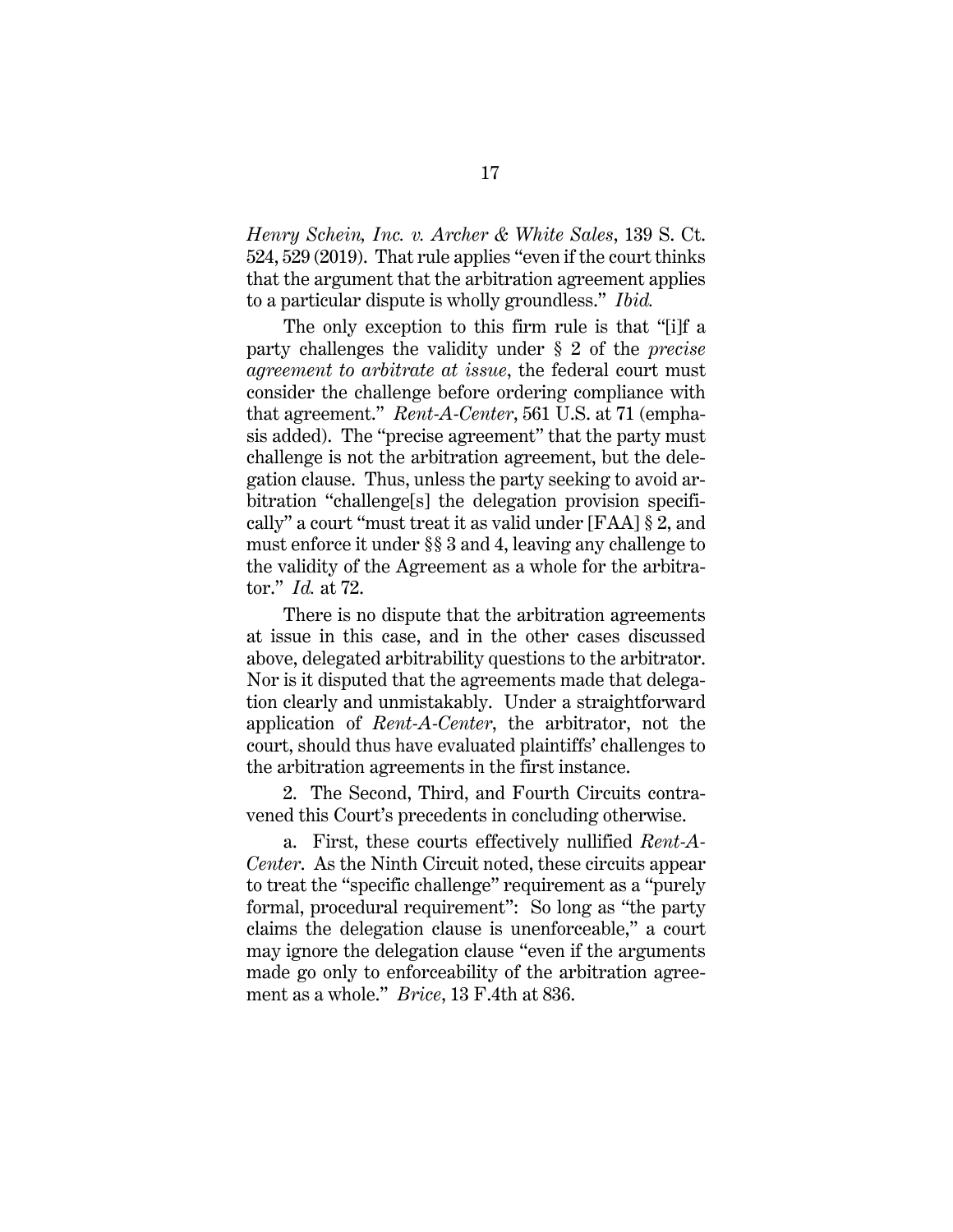*Henry Schein, Inc. v. Archer & White Sales*, 139 S. Ct. 524, 529 (2019). That rule applies "even if the court thinks that the argument that the arbitration agreement applies to a particular dispute is wholly groundless." *Ibid.*

The only exception to this firm rule is that "[i]f a party challenges the validity under § 2 of the *precise agreement to arbitrate at issue*, the federal court must consider the challenge before ordering compliance with that agreement." *Rent-A-Center*, 561 U.S. at 71 (emphasis added). The "precise agreement" that the party must challenge is not the arbitration agreement, but the delegation clause. Thus, unless the party seeking to avoid arbitration "challenge[s] the delegation provision specifically" a court "must treat it as valid under [FAA] § 2, and must enforce it under §§ 3 and 4, leaving any challenge to the validity of the Agreement as a whole for the arbitrator." *Id.* at 72.

There is no dispute that the arbitration agreements at issue in this case, and in the other cases discussed above, delegated arbitrability questions to the arbitrator. Nor is it disputed that the agreements made that delegation clearly and unmistakably. Under a straightforward application of *Rent-A-Center*, the arbitrator, not the court, should thus have evaluated plaintiffs' challenges to the arbitration agreements in the first instance.

2. The Second, Third, and Fourth Circuits contravened this Court's precedents in concluding otherwise.

a. First, these courts effectively nullified *Rent-A-Center*. As the Ninth Circuit noted, these circuits appear to treat the "specific challenge" requirement as a "purely formal, procedural requirement": So long as "the party claims the delegation clause is unenforceable," a court may ignore the delegation clause "even if the arguments made go only to enforceability of the arbitration agreement as a whole." *Brice*, 13 F.4th at 836.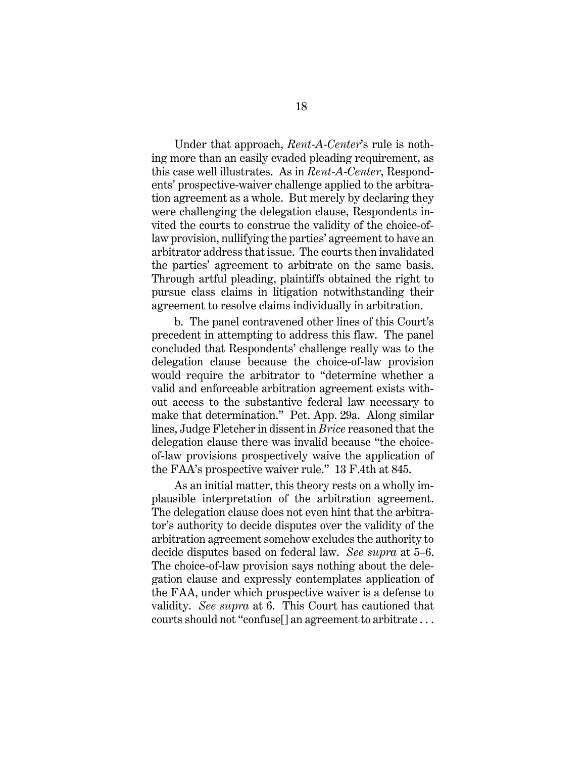Under that approach, *Rent-A-Center*'s rule is nothing more than an easily evaded pleading requirement, as this case well illustrates. As in *Rent-A-Center*, Respondents' prospective-waiver challenge applied to the arbitration agreement as a whole. But merely by declaring they were challenging the delegation clause, Respondents invited the courts to construe the validity of the choice-of-law provision, nullifying the parties' agreement to have an arbitrator address that issue. The courts then invalidated the parties' agreement to arbitrate on the same basis. Through artful pleading, plaintiffs obtained the right to pursue class claims in litigation notwithstanding their agreement to resolve claims individually in arbitration.

b. The panel contravened other lines of this Court's precedent in attempting to address this flaw. The panel concluded that Respondents' challenge really was to the delegation clause because the choice-of-law provision would require the arbitrator to "determine whether a valid and enforceable arbitration agreement exists without access to the substantive federal law necessary to make that determination." Pet. App. 29a. Along similar lines, Judge Fletcher in dissent in *Brice* reasoned that the delegation clause there was invalid because "the choice-of-law provisions prospectively waive the application of the FAA's prospective waiver rule." 13 F.4th at 845.

As an initial matter, this theory rests on a wholly implausible interpretation of the arbitration agreement. The delegation clause does not even hint that the arbitrator's authority to decide disputes over the validity of the arbitration agreement somehow excludes the authority to decide disputes based on federal law. *See supra* at 5–6. The choice-of-law provision says nothing about the delegation clause and expressly contemplates application of the FAA, under which prospective waiver is a defense to validity. *See supra* at 6. This Court has cautioned that courts should not "confuse[] an agreement to arbitrate . . .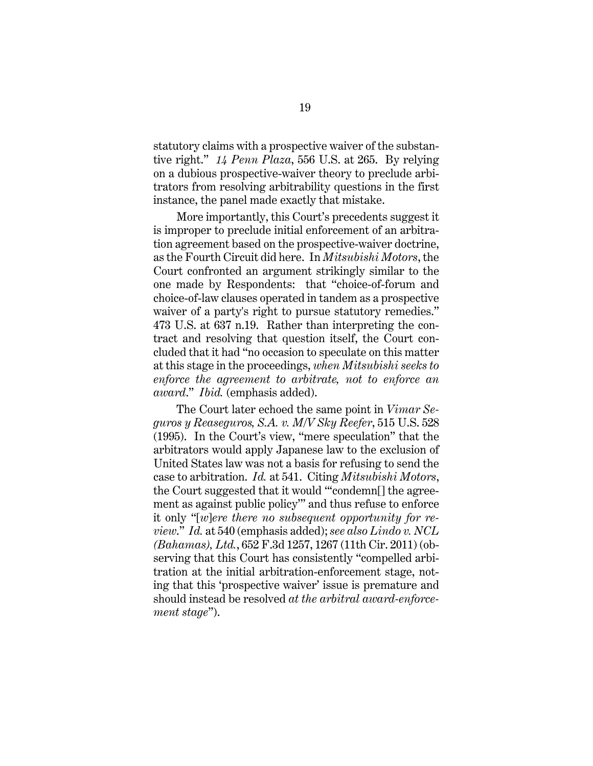statutory claims with a prospective waiver of the substantive right." *14 Penn Plaza*, 556 U.S. at 265. By relying on a dubious prospective-waiver theory to preclude arbitrators from resolving arbitrability questions in the first instance, the panel made exactly that mistake.

More importantly, this Court's precedents suggest it is improper to preclude initial enforcement of an arbitration agreement based on the prospective-waiver doctrine, as the Fourth Circuit did here. In *Mitsubishi Motors*, the Court confronted an argument strikingly similar to the one made by Respondents: that "choice-of-forum and choice-of-law clauses operated in tandem as a prospective waiver of a party's right to pursue statutory remedies." 473 U.S. at 637 n.19. Rather than interpreting the contract and resolving that question itself, the Court concluded that it had "no occasion to speculate on this matter at this stage in the proceedings, *when Mitsubishi seeks to enforce the agreement to arbitrate, not to enforce an award*." *Ibid.* (emphasis added).

The Court later echoed the same point in *Vimar Seguros y Reaseguros, S.A. v. M/V Sky Reefer*, 515 U.S. 528 (1995). In the Court's view, "mere speculation" that the arbitrators would apply Japanese law to the exclusion of United States law was not a basis for refusing to send the case to arbitration. *Id.* at 541. Citing *Mitsubishi Motors*, the Court suggested that it would "'condemn[] the agreement as against public policy'" and thus refuse to enforce it only "[*w*]*ere there no subsequent opportunity for review*." *Id.* at 540 (emphasis added); *see also Lindo v. NCL (Bahamas), Ltd.*, 652 F.3d 1257, 1267 (11th Cir. 2011) (observing that this Court has consistently "compelled arbitration at the initial arbitration-enforcement stage, noting that this 'prospective waiver' issue is premature and should instead be resolved *at the arbitral award-enforcement stage*").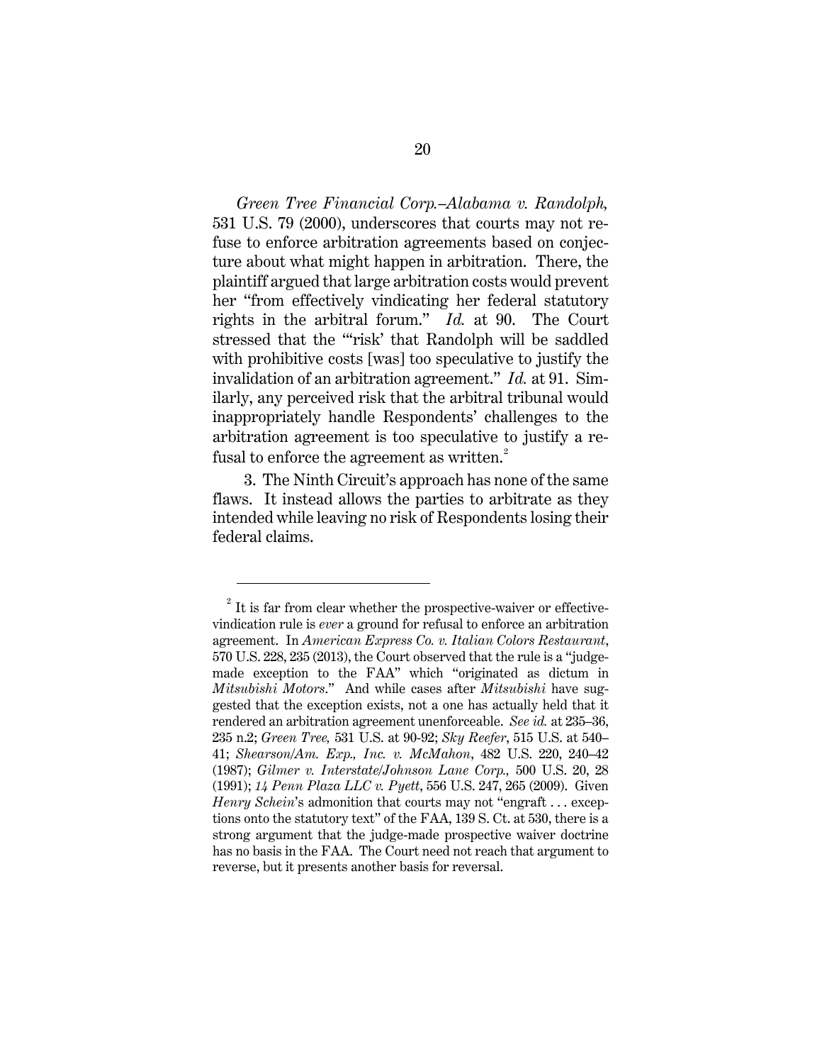*Green Tree Financial Corp.–Alabama v. Randolph,* 531 U.S. 79 (2000), underscores that courts may not refuse to enforce arbitration agreements based on conjecture about what might happen in arbitration. There, the plaintiff argued that large arbitration costs would prevent her "from effectively vindicating her federal statutory rights in the arbitral forum." *Id.* at 90. The Court stressed that the "'risk' that Randolph will be saddled with prohibitive costs [was] too speculative to justify the invalidation of an arbitration agreement." *Id.* at 91. Similarly, any perceived risk that the arbitral tribunal would inappropriately handle Respondents' challenges to the arbitration agreement is too speculative to justify a refusal to enforce the agreement as written.[2]

3. The Ninth Circuit's approach has none of the same flaws. It instead allows the parties to arbitrate as they intended while leaving no risk of Respondents losing their federal claims.

---

[2] It is far from clear whether the prospective-waiver or effective-vindication rule is *ever* a ground for refusal to enforce an arbitration agreement. In *American Express Co. v. Italian Colors Restaurant*, 570 U.S. 228, 235 (2013), the Court observed that the rule is a "judge-made exception to the FAA" which "originated as dictum in *Mitsubishi Motors*." And while cases after *Mitsubishi* have suggested that the exception exists, not a one has actually held that it rendered an arbitration agreement unenforceable. *See id.* at 235–36, 235 n.2; *Green Tree,* 531 U.S. at 90-92; *Sky Reefer*, 515 U.S. at 540–41; *Shearson/Am. Exp., Inc. v. McMahon*, 482 U.S. 220, 240–42 (1987); *Gilmer v. Interstate/Johnson Lane Corp.,* 500 U.S. 20, 28 (1991); *14 Penn Plaza LLC v. Pyett*, 556 U.S. 247, 265 (2009). Given *Henry Schein*'s admonition that courts may not "engraft . . . exceptions onto the statutory text" of the FAA, 139 S. Ct. at 530, there is a strong argument that the judge-made prospective waiver doctrine has no basis in the FAA. The Court need not reach that argument to reverse, but it presents another basis for reversal.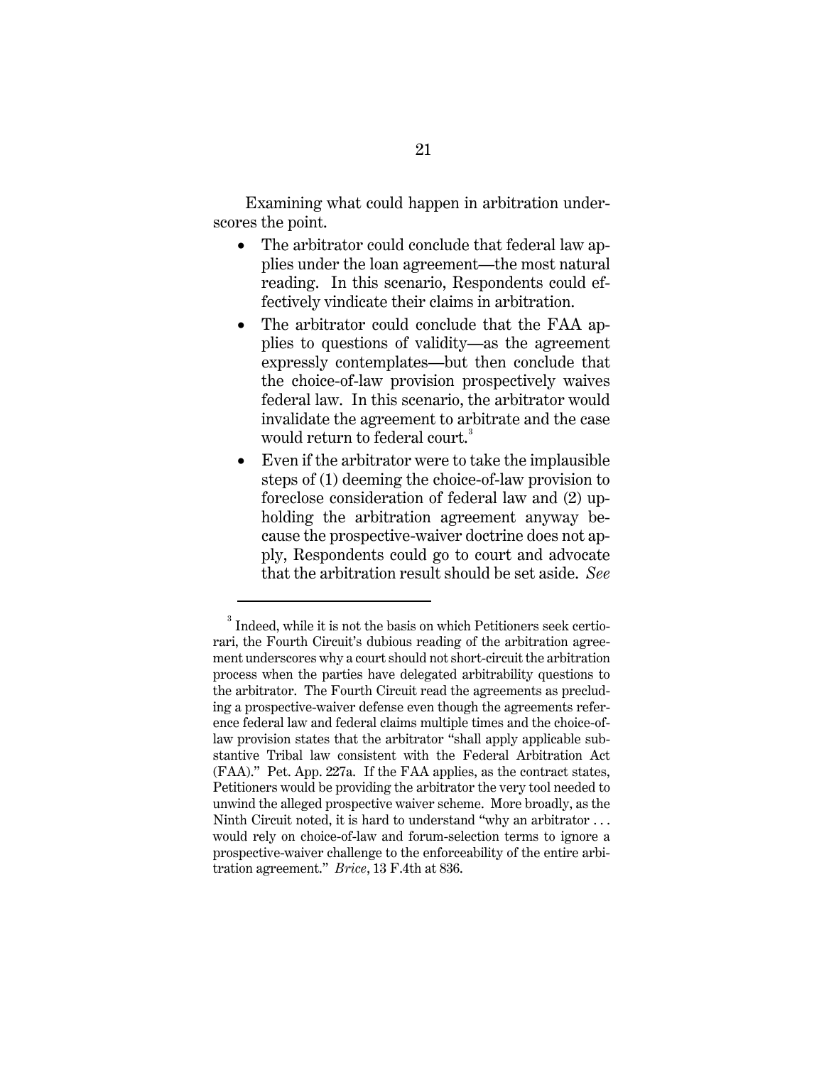Examining what could happen in arbitration underscores the point.

- The arbitrator could conclude that federal law applies under the loan agreement—the most natural reading. In this scenario, Respondents could effectively vindicate their claims in arbitration.
- The arbitrator could conclude that the FAA applies to questions of validity—as the agreement expressly contemplates—but then conclude that the choice-of-law provision prospectively waives federal law. In this scenario, the arbitrator would invalidate the agreement to arbitrate and the case would return to federal court.[3]
- Even if the arbitrator were to take the implausible steps of (1) deeming the choice-of-law provision to foreclose consideration of federal law and (2) upholding the arbitration agreement anyway because the prospective-waiver doctrine does not apply, Respondents could go to court and advocate that the arbitration result should be set aside. *See*

---

[3] Indeed, while it is not the basis on which Petitioners seek certiorari, the Fourth Circuit's dubious reading of the arbitration agreement underscores why a court should not short-circuit the arbitration process when the parties have delegated arbitrability questions to the arbitrator. The Fourth Circuit read the agreements as precluding a prospective-waiver defense even though the agreements reference federal law and federal claims multiple times and the choice-of-law provision states that the arbitrator "shall apply applicable substantive Tribal law consistent with the Federal Arbitration Act (FAA)." Pet. App. 227a. If the FAA applies, as the contract states, Petitioners would be providing the arbitrator the very tool needed to unwind the alleged prospective waiver scheme. More broadly, as the Ninth Circuit noted, it is hard to understand "why an arbitrator . . . would rely on choice-of-law and forum-selection terms to ignore a prospective-waiver challenge to the enforceability of the entire arbitration agreement." *Brice*, 13 F.4th at 836.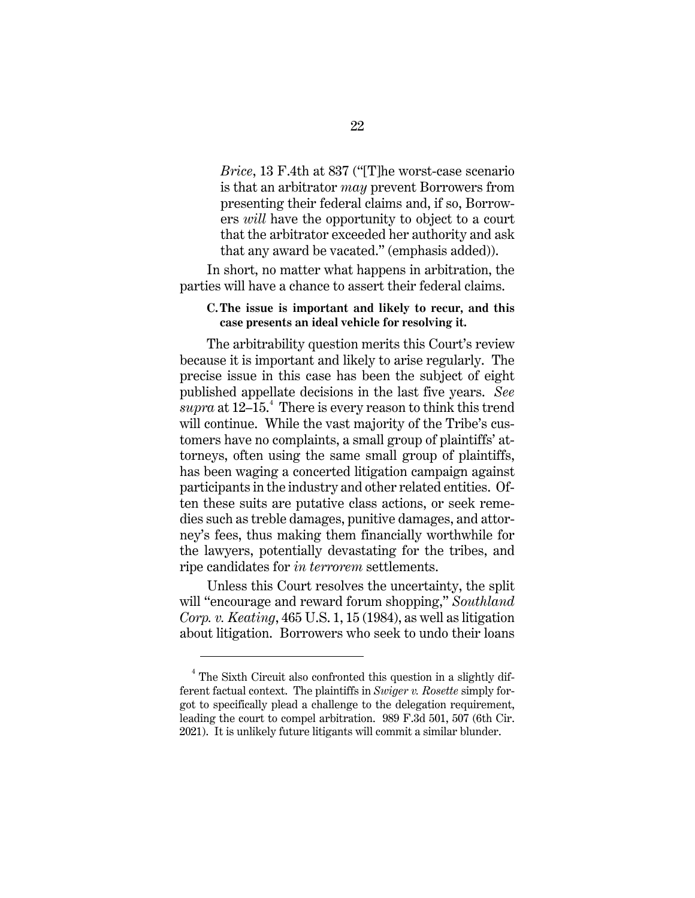*Brice*, 13 F.4th at 837 ("[T]he worst-case scenario is that an arbitrator *may* prevent Borrowers from presenting their federal claims and, if so, Borrowers *will* have the opportunity to object to a court that the arbitrator exceeded her authority and ask that any award be vacated." (emphasis added)).

In short, no matter what happens in arbitration, the parties will have a chance to assert their federal claims.

**C. The issue is important and likely to recur, and this case presents an ideal vehicle for resolving it.**

The arbitrability question merits this Court's review because it is important and likely to arise regularly. The precise issue in this case has been the subject of eight published appellate decisions in the last five years. *See supra* at 12–15.[4] There is every reason to think this trend will continue. While the vast majority of the Tribe's customers have no complaints, a small group of plaintiffs' attorneys, often using the same small group of plaintiffs, has been waging a concerted litigation campaign against participants in the industry and other related entities. Often these suits are putative class actions, or seek remedies such as treble damages, punitive damages, and attorney's fees, thus making them financially worthwhile for the lawyers, potentially devastating for the tribes, and ripe candidates for *in terrorem* settlements.

Unless this Court resolves the uncertainty, the split will "encourage and reward forum shopping," *Southland Corp. v. Keating*, 465 U.S. 1, 15 (1984), as well as litigation about litigation. Borrowers who seek to undo their loans

---

[4] The Sixth Circuit also confronted this question in a slightly different factual context. The plaintiffs in *Swiger v. Rosette* simply forgot to specifically plead a challenge to the delegation requirement, leading the court to compel arbitration. 989 F.3d 501, 507 (6th Cir. 2021). It is unlikely future litigants will commit a similar blunder.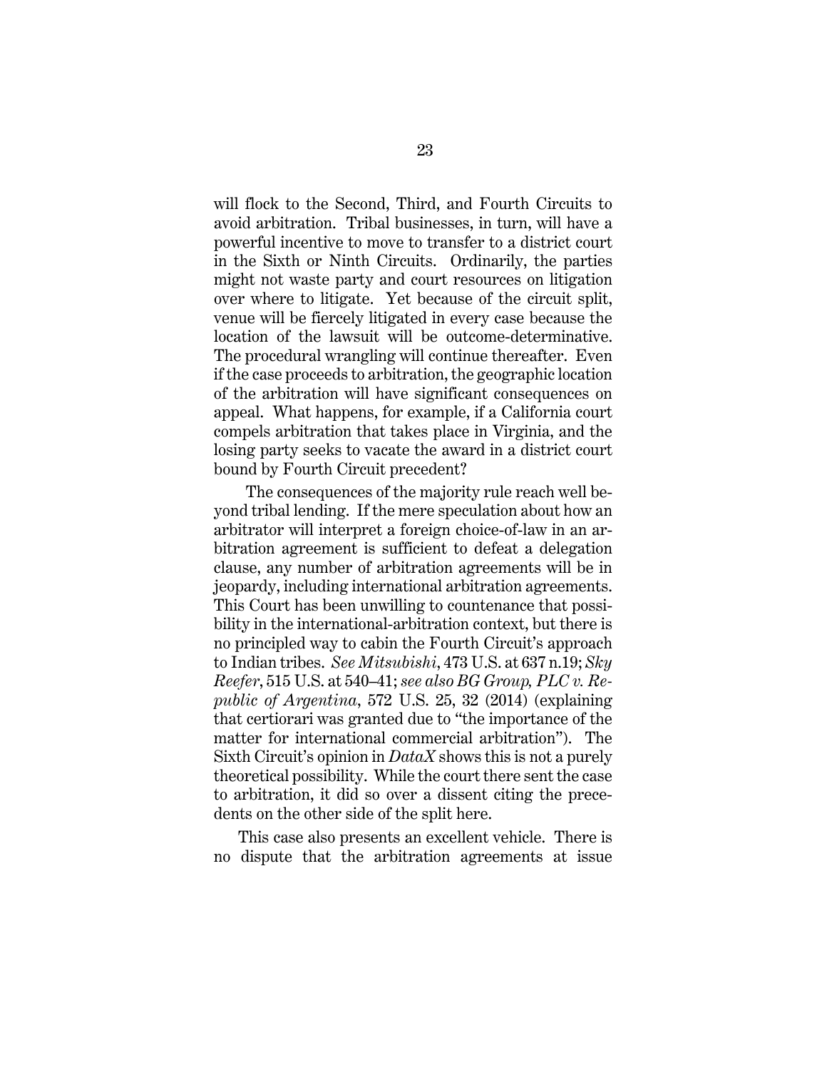will flock to the Second, Third, and Fourth Circuits to avoid arbitration. Tribal businesses, in turn, will have a powerful incentive to move to transfer to a district court in the Sixth or Ninth Circuits. Ordinarily, the parties might not waste party and court resources on litigation over where to litigate. Yet because of the circuit split, venue will be fiercely litigated in every case because the location of the lawsuit will be outcome-determinative. The procedural wrangling will continue thereafter. Even if the case proceeds to arbitration, the geographic location of the arbitration will have significant consequences on appeal. What happens, for example, if a California court compels arbitration that takes place in Virginia, and the losing party seeks to vacate the award in a district court bound by Fourth Circuit precedent?

The consequences of the majority rule reach well beyond tribal lending. If the mere speculation about how an arbitrator will interpret a foreign choice-of-law in an arbitration agreement is sufficient to defeat a delegation clause, any number of arbitration agreements will be in jeopardy, including international arbitration agreements. This Court has been unwilling to countenance that possibility in the international-arbitration context, but there is no principled way to cabin the Fourth Circuit's approach to Indian tribes. *See Mitsubishi*, 473 U.S. at 637 n.19; *Sky Reefer*, 515 U.S. at 540–41; *see also BG Group, PLC v. Republic of Argentina*, 572 U.S. 25, 32 (2014) (explaining that certiorari was granted due to "the importance of the matter for international commercial arbitration"). The Sixth Circuit's opinion in *DataX* shows this is not a purely theoretical possibility. While the court there sent the case to arbitration, it did so over a dissent citing the precedents on the other side of the split here.

This case also presents an excellent vehicle. There is no dispute that the arbitration agreements at issue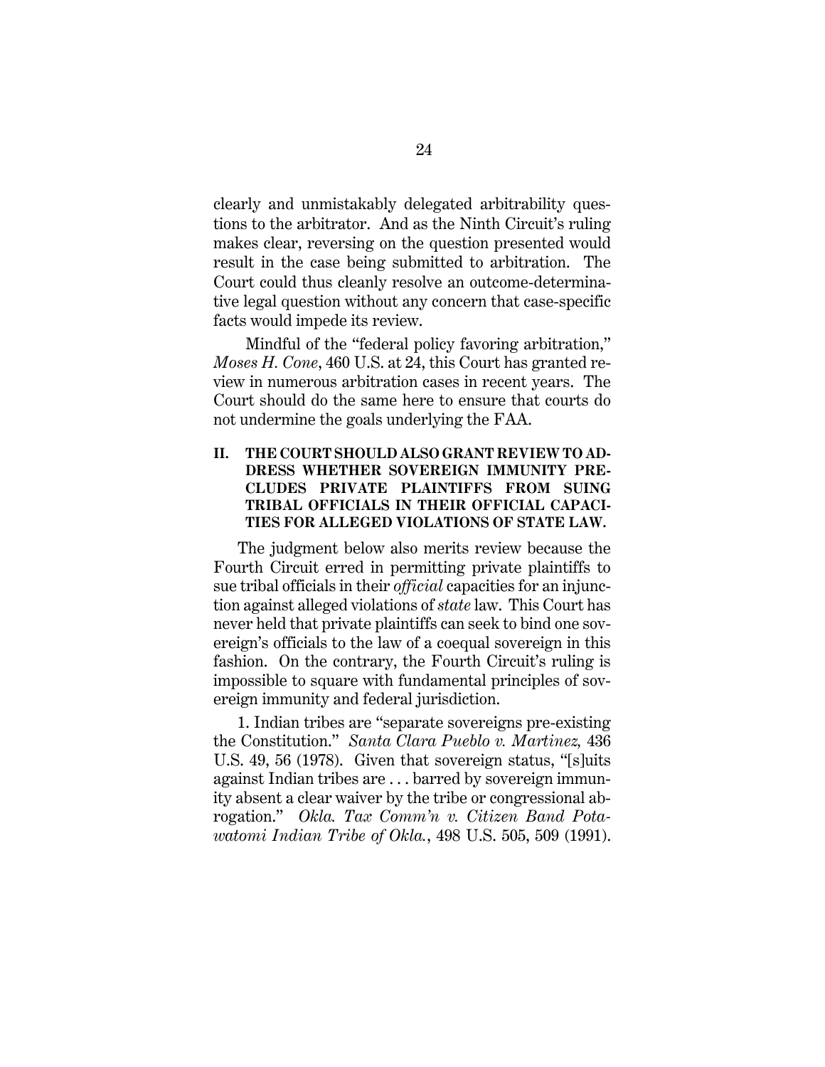clearly and unmistakably delegated arbitrability questions to the arbitrator. And as the Ninth Circuit's ruling makes clear, reversing on the question presented would result in the case being submitted to arbitration. The Court could thus cleanly resolve an outcome-determinative legal question without any concern that case-specific facts would impede its review.

Mindful of the "federal policy favoring arbitration," *Moses H. Cone*, 460 U.S. at 24, this Court has granted review in numerous arbitration cases in recent years. The Court should do the same here to ensure that courts do not undermine the goals underlying the FAA.

## II. THE COURT SHOULD ALSO GRANT REVIEW TO ADDRESS WHETHER SOVEREIGN IMMUNITY PRECLUDES PRIVATE PLAINTIFFS FROM SUING TRIBAL OFFICIALS IN THEIR OFFICIAL CAPACITIES FOR ALLEGED VIOLATIONS OF STATE LAW.

The judgment below also merits review because the Fourth Circuit erred in permitting private plaintiffs to sue tribal officials in their *official* capacities for an injunction against alleged violations of *state* law. This Court has never held that private plaintiffs can seek to bind one sovereign's officials to the law of a coequal sovereign in this fashion. On the contrary, the Fourth Circuit's ruling is impossible to square with fundamental principles of sovereign immunity and federal jurisdiction.

1. Indian tribes are "separate sovereigns pre-existing the Constitution." *Santa Clara Pueblo v. Martinez,* 436 U.S. 49, 56 (1978). Given that sovereign status, "[s]uits against Indian tribes are . . . barred by sovereign immunity absent a clear waiver by the tribe or congressional abrogation." *Okla. Tax Comm'n v. Citizen Band Potawatomi Indian Tribe of Okla.*, 498 U.S. 505, 509 (1991).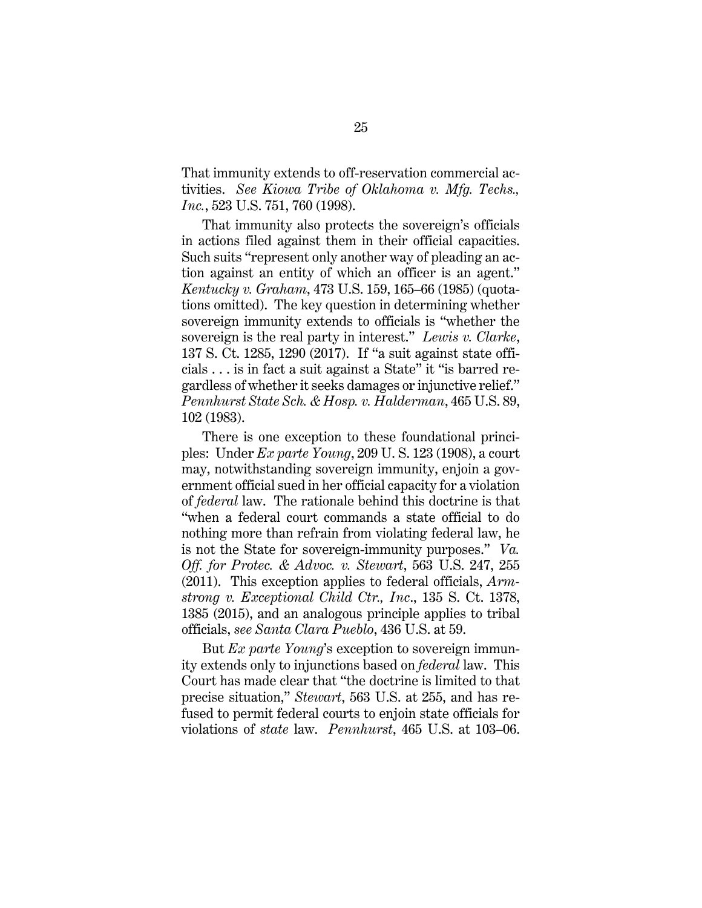That immunity extends to off-reservation commercial activities. *See Kiowa Tribe of Oklahoma v. Mfg. Techs., Inc.*, 523 U.S. 751, 760 (1998).

That immunity also protects the sovereign's officials in actions filed against them in their official capacities. Such suits "represent only another way of pleading an action against an entity of which an officer is an agent." *Kentucky v. Graham*, 473 U.S. 159, 165–66 (1985) (quotations omitted). The key question in determining whether sovereign immunity extends to officials is "whether the sovereign is the real party in interest." *Lewis v. Clarke*, 137 S. Ct. 1285, 1290 (2017). If "a suit against state officials . . . is in fact a suit against a State" it "is barred regardless of whether it seeks damages or injunctive relief." *Pennhurst State Sch. & Hosp. v. Halderman*, 465 U.S. 89, 102 (1983).

There is one exception to these foundational principles: Under *Ex parte Young*, 209 U. S. 123 (1908), a court may, notwithstanding sovereign immunity, enjoin a government official sued in her official capacity for a violation of *federal* law. The rationale behind this doctrine is that "when a federal court commands a state official to do nothing more than refrain from violating federal law, he is not the State for sovereign-immunity purposes." *Va. Off. for Protec. & Advoc. v. Stewart*, 563 U.S. 247, 255 (2011). This exception applies to federal officials, *Armstrong v. Exceptional Child Ctr., Inc*., 135 S. Ct. 1378, 1385 (2015), and an analogous principle applies to tribal officials, *see Santa Clara Pueblo*, 436 U.S. at 59.

But *Ex parte Young*'s exception to sovereign immunity extends only to injunctions based on *federal* law. This Court has made clear that "the doctrine is limited to that precise situation," *Stewart*, 563 U.S. at 255, and has refused to permit federal courts to enjoin state officials for violations of *state* law. *Pennhurst*, 465 U.S. at 103–06.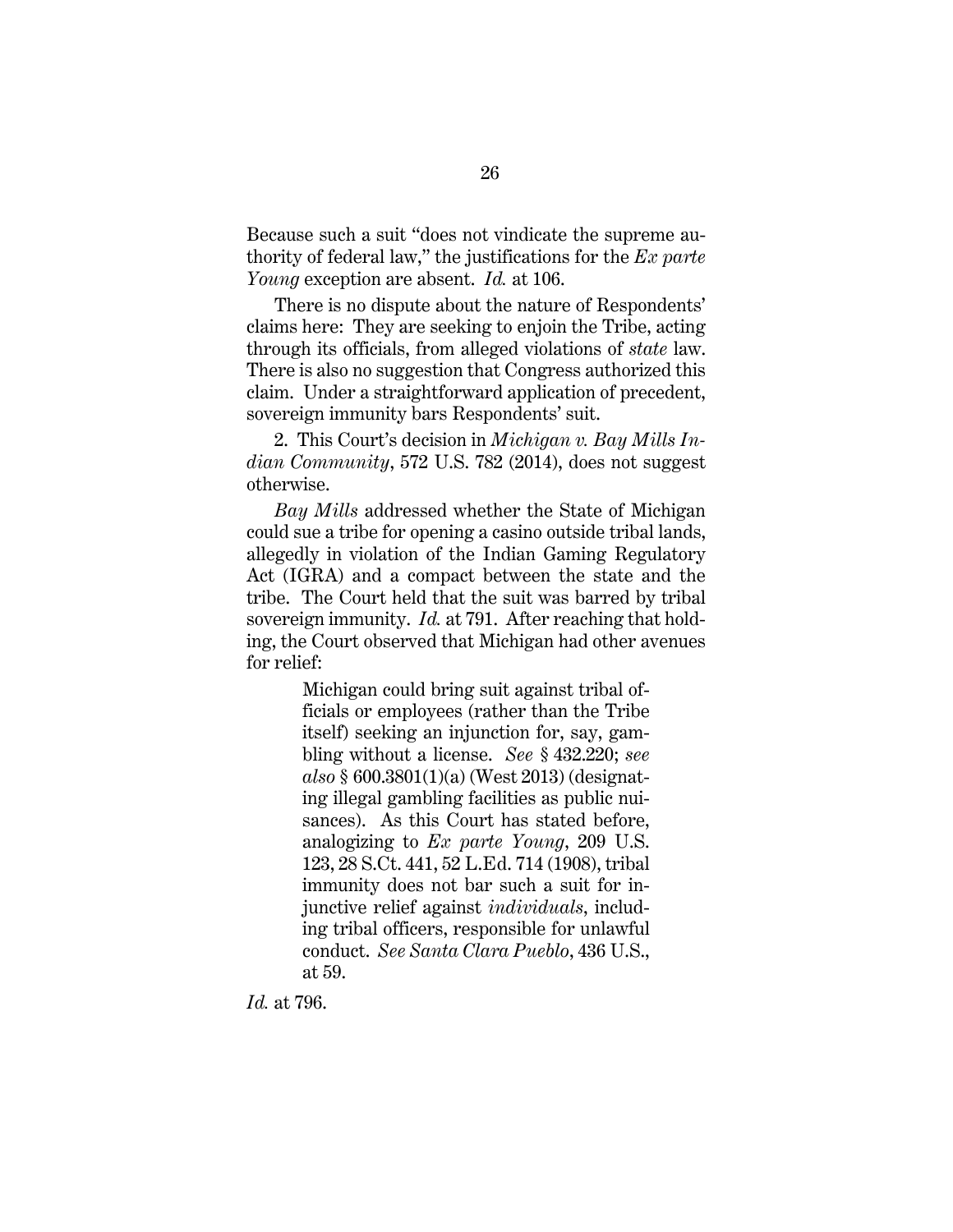Because such a suit "does not vindicate the supreme authority of federal law," the justifications for the *Ex parte Young* exception are absent. *Id.* at 106.

There is no dispute about the nature of Respondents' claims here: They are seeking to enjoin the Tribe, acting through its officials, from alleged violations of *state* law. There is also no suggestion that Congress authorized this claim. Under a straightforward application of precedent, sovereign immunity bars Respondents' suit.

2. This Court's decision in *Michigan v. Bay Mills Indian Community*, 572 U.S. 782 (2014), does not suggest otherwise.

*Bay Mills* addressed whether the State of Michigan could sue a tribe for opening a casino outside tribal lands, allegedly in violation of the Indian Gaming Regulatory Act (IGRA) and a compact between the state and the tribe. The Court held that the suit was barred by tribal sovereign immunity. *Id.* at 791. After reaching that holding, the Court observed that Michigan had other avenues for relief:

> Michigan could bring suit against tribal officials or employees (rather than the Tribe itself) seeking an injunction for, say, gambling without a license. *See* § 432.220; *see also* § 600.3801(1)(a) (West 2013) (designating illegal gambling facilities as public nuisances). As this Court has stated before, analogizing to *Ex parte Young*, 209 U.S. 123, 28 S.Ct. 441, 52 L.Ed. 714 (1908), tribal immunity does not bar such a suit for injunctive relief against *individuals*, including tribal officers, responsible for unlawful conduct. *See Santa Clara Pueblo*, 436 U.S., at 59.

*Id.* at 796.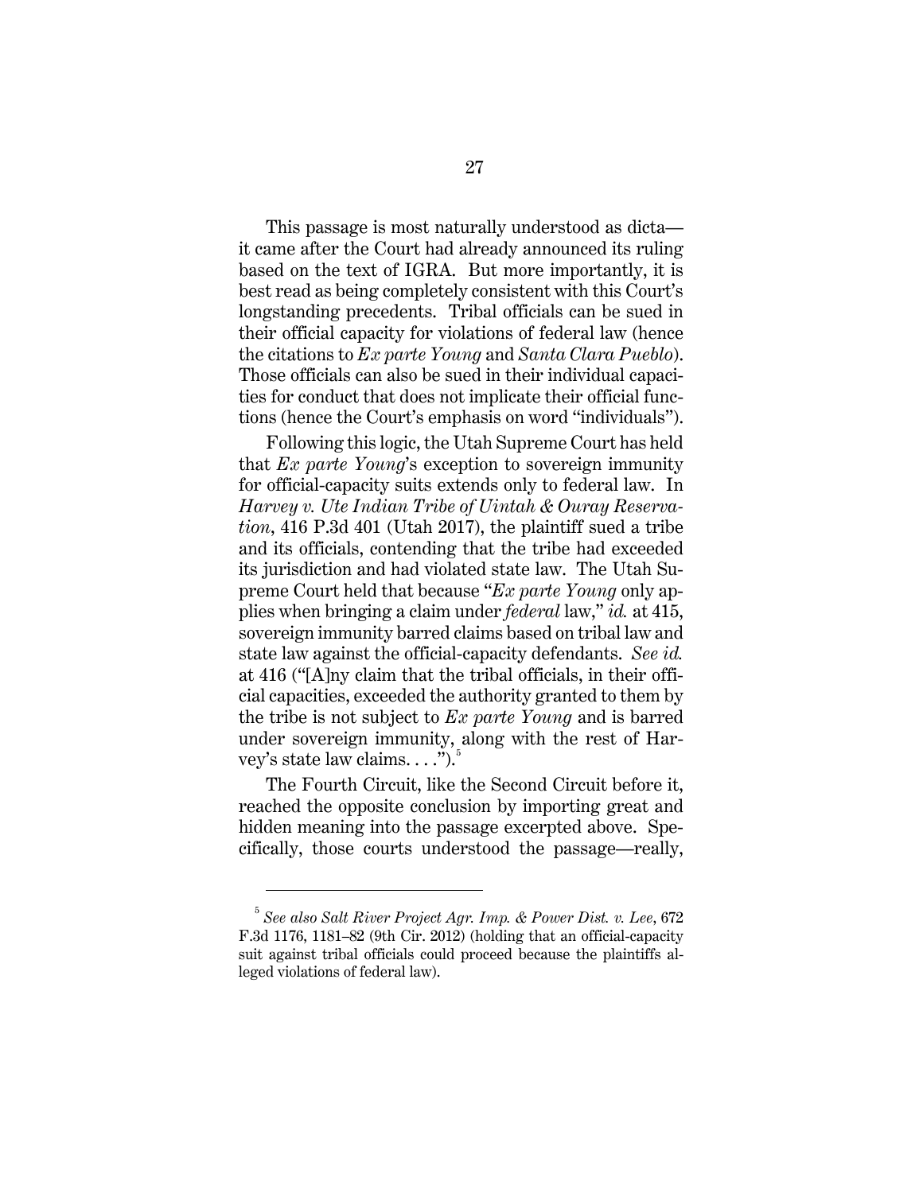This passage is most naturally understood as dicta—it came after the Court had already announced its ruling based on the text of IGRA. But more importantly, it is best read as being completely consistent with this Court's longstanding precedents. Tribal officials can be sued in their official capacity for violations of federal law (hence the citations to *Ex parte Young* and *Santa Clara Pueblo*). Those officials can also be sued in their individual capacities for conduct that does not implicate their official functions (hence the Court's emphasis on word "individuals").

Following this logic, the Utah Supreme Court has held that *Ex parte Young*'s exception to sovereign immunity for official-capacity suits extends only to federal law. In *Harvey v. Ute Indian Tribe of Uintah & Ouray Reservation*, 416 P.3d 401 (Utah 2017), the plaintiff sued a tribe and its officials, contending that the tribe had exceeded its jurisdiction and had violated state law. The Utah Supreme Court held that because "*Ex parte Young* only applies when bringing a claim under *federal* law," *id.* at 415, sovereign immunity barred claims based on tribal law and state law against the official-capacity defendants. *See id.* at 416 ("[A]ny claim that the tribal officials, in their official capacities, exceeded the authority granted to them by the tribe is not subject to *Ex parte Young* and is barred under sovereign immunity, along with the rest of Harvey's state law claims. . . .").[5]

The Fourth Circuit, like the Second Circuit before it, reached the opposite conclusion by importing great and hidden meaning into the passage excerpted above. Specifically, those courts understood the passage—really,

[5] *See also Salt River Project Agr. Imp. & Power Dist. v. Lee*, 672 F.3d 1176, 1181–82 (9th Cir. 2012) (holding that an official-capacity suit against tribal officials could proceed because the plaintiffs alleged violations of federal law).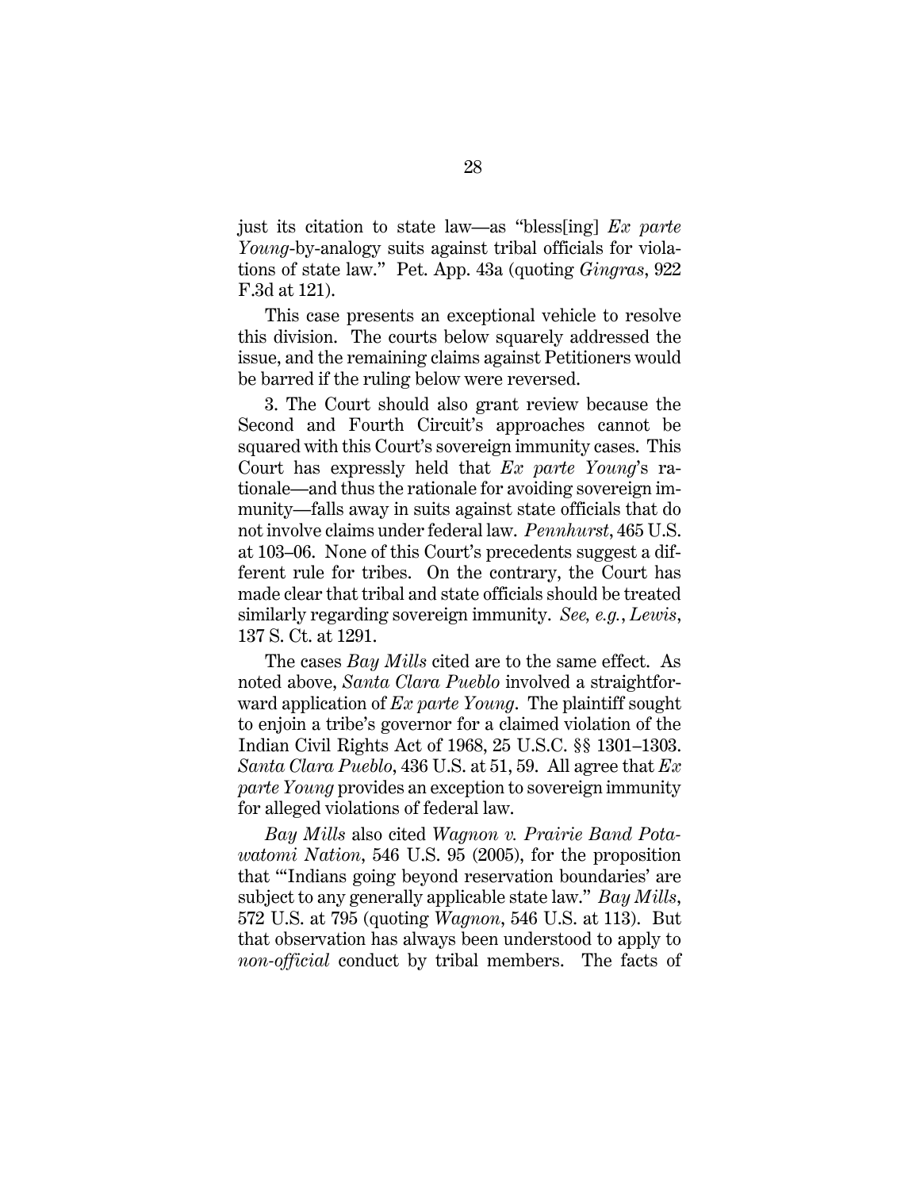just its citation to state law—as "bless[ing] *Ex parte Young*-by-analogy suits against tribal officials for violations of state law." Pet. App. 43a (quoting *Gingras*, 922 F.3d at 121).

This case presents an exceptional vehicle to resolve this division. The courts below squarely addressed the issue, and the remaining claims against Petitioners would be barred if the ruling below were reversed.

3. The Court should also grant review because the Second and Fourth Circuit's approaches cannot be squared with this Court's sovereign immunity cases. This Court has expressly held that *Ex parte Young*'s rationale—and thus the rationale for avoiding sovereign immunity—falls away in suits against state officials that do not involve claims under federal law. *Pennhurst*, 465 U.S. at 103–06. None of this Court's precedents suggest a different rule for tribes. On the contrary, the Court has made clear that tribal and state officials should be treated similarly regarding sovereign immunity. *See, e.g.*, *Lewis*, 137 S. Ct. at 1291.

The cases *Bay Mills* cited are to the same effect. As noted above, *Santa Clara Pueblo* involved a straightforward application of *Ex parte Young*. The plaintiff sought to enjoin a tribe's governor for a claimed violation of the Indian Civil Rights Act of 1968, 25 U.S.C. §§ 1301–1303. *Santa Clara Pueblo*, 436 U.S. at 51, 59. All agree that *Ex parte Young* provides an exception to sovereign immunity for alleged violations of federal law.

*Bay Mills* also cited *Wagnon v. Prairie Band Potawatomi Nation*, 546 U.S. 95 (2005), for the proposition that "'Indians going beyond reservation boundaries' are subject to any generally applicable state law." *Bay Mills*, 572 U.S. at 795 (quoting *Wagnon*, 546 U.S. at 113). But that observation has always been understood to apply to *non-official* conduct by tribal members. The facts of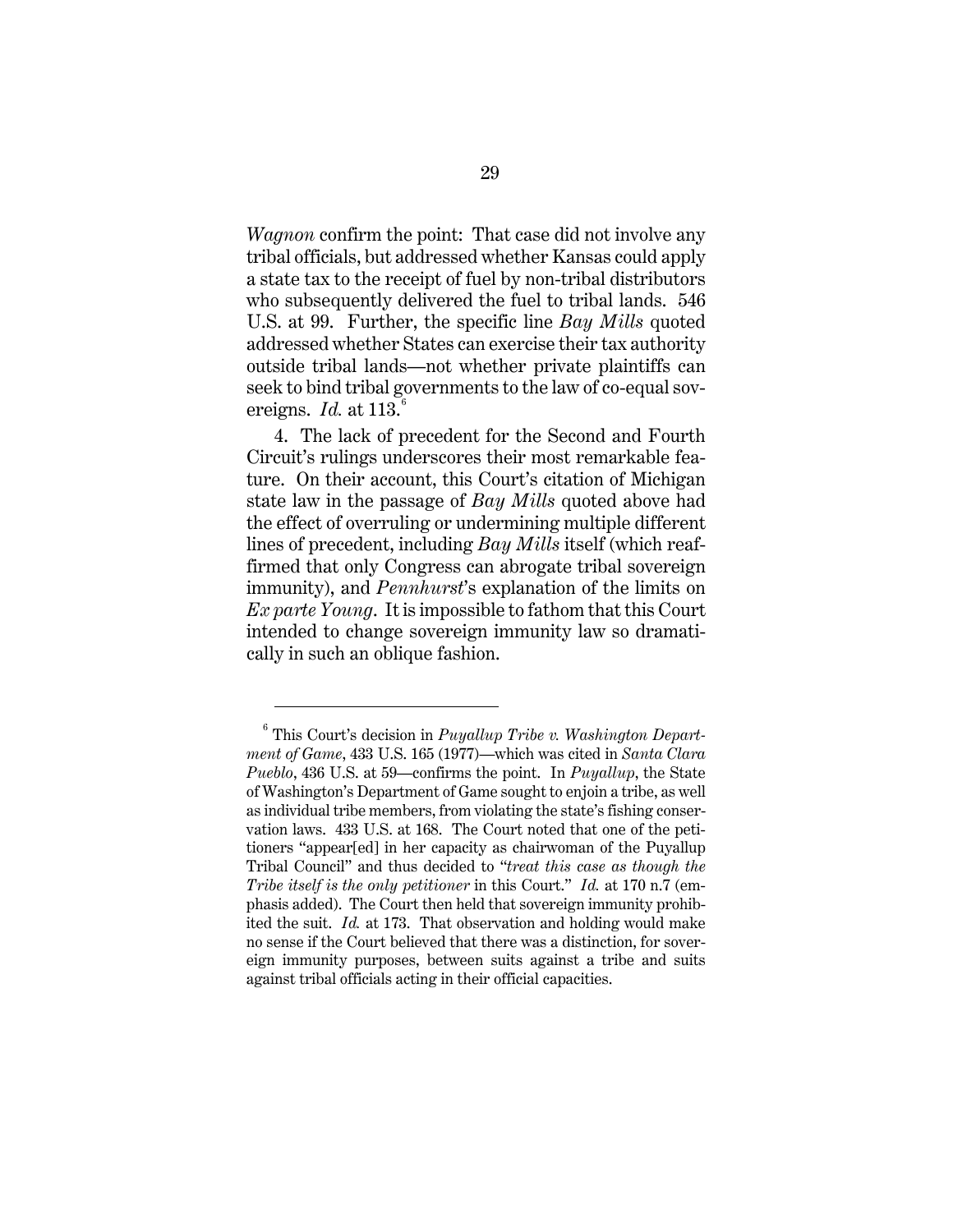*Wagnon* confirm the point: That case did not involve any tribal officials, but addressed whether Kansas could apply a state tax to the receipt of fuel by non-tribal distributors who subsequently delivered the fuel to tribal lands. 546 U.S. at 99. Further, the specific line *Bay Mills* quoted addressed whether States can exercise their tax authority outside tribal lands—not whether private plaintiffs can seek to bind tribal governments to the law of co-equal sovereigns. *Id.* at 113.[6]

4. The lack of precedent for the Second and Fourth Circuit's rulings underscores their most remarkable feature. On their account, this Court's citation of Michigan state law in the passage of *Bay Mills* quoted above had the effect of overruling or undermining multiple different lines of precedent, including *Bay Mills* itself (which reaffirmed that only Congress can abrogate tribal sovereign immunity), and *Pennhurst*'s explanation of the limits on *Ex parte Young*. It is impossible to fathom that this Court intended to change sovereign immunity law so dramatically in such an oblique fashion.

---

[6] This Court's decision in *Puyallup Tribe v. Washington Department of Game*, 433 U.S. 165 (1977)—which was cited in *Santa Clara Pueblo*, 436 U.S. at 59—confirms the point. In *Puyallup*, the State of Washington's Department of Game sought to enjoin a tribe, as well as individual tribe members, from violating the state's fishing conservation laws. 433 U.S. at 168. The Court noted that one of the petitioners "appear[ed] in her capacity as chairwoman of the Puyallup Tribal Council" and thus decided to "*treat this case as though the Tribe itself is the only petitioner* in this Court." *Id.* at 170 n.7 (emphasis added). The Court then held that sovereign immunity prohibited the suit. *Id.* at 173. That observation and holding would make no sense if the Court believed that there was a distinction, for sovereign immunity purposes, between suits against a tribe and suits against tribal officials acting in their official capacities.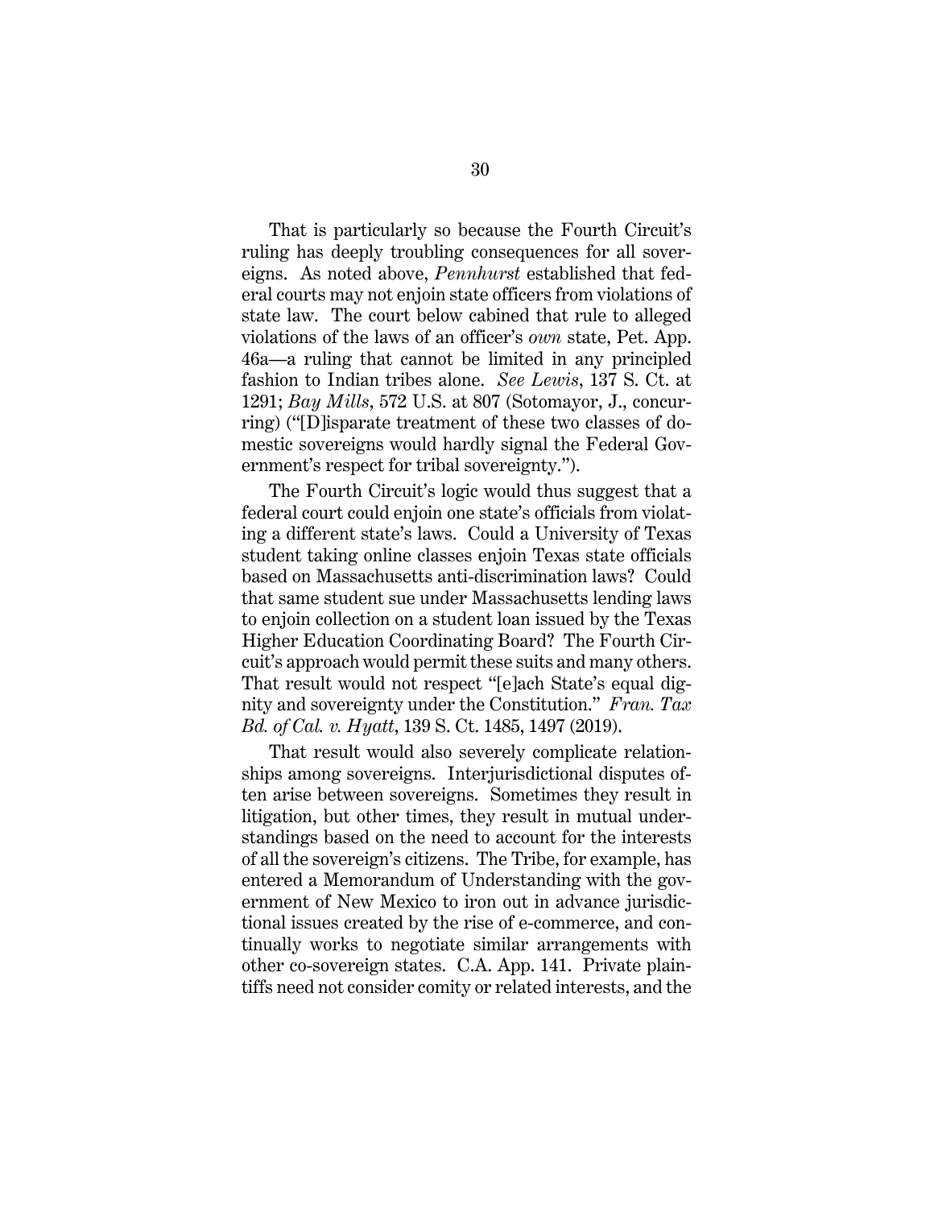That is particularly so because the Fourth Circuit's ruling has deeply troubling consequences for all sovereigns. As noted above, *Pennhurst* established that federal courts may not enjoin state officers from violations of state law. The court below cabined that rule to alleged violations of the laws of an officer's *own* state, Pet. App. 46a—a ruling that cannot be limited in any principled fashion to Indian tribes alone. *See Lewis*, 137 S. Ct. at 1291; *Bay Mills*, 572 U.S. at 807 (Sotomayor, J., concurring) ("[D]isparate treatment of these two classes of domestic sovereigns would hardly signal the Federal Government's respect for tribal sovereignty.").

The Fourth Circuit's logic would thus suggest that a federal court could enjoin one state's officials from violating a different state's laws. Could a University of Texas student taking online classes enjoin Texas state officials based on Massachusetts anti-discrimination laws? Could that same student sue under Massachusetts lending laws to enjoin collection on a student loan issued by the Texas Higher Education Coordinating Board? The Fourth Circuit's approach would permit these suits and many others. That result would not respect "[e]ach State's equal dignity and sovereignty under the Constitution." *Fran. Tax Bd. of Cal. v. Hyatt*, 139 S. Ct. 1485, 1497 (2019).

That result would also severely complicate relationships among sovereigns. Interjurisdictional disputes often arise between sovereigns. Sometimes they result in litigation, but other times, they result in mutual understandings based on the need to account for the interests of all the sovereign's citizens. The Tribe, for example, has entered a Memorandum of Understanding with the government of New Mexico to iron out in advance jurisdictional issues created by the rise of e-commerce, and continually works to negotiate similar arrangements with other co-sovereign states. C.A. App. 141. Private plaintiffs need not consider comity or related interests, and the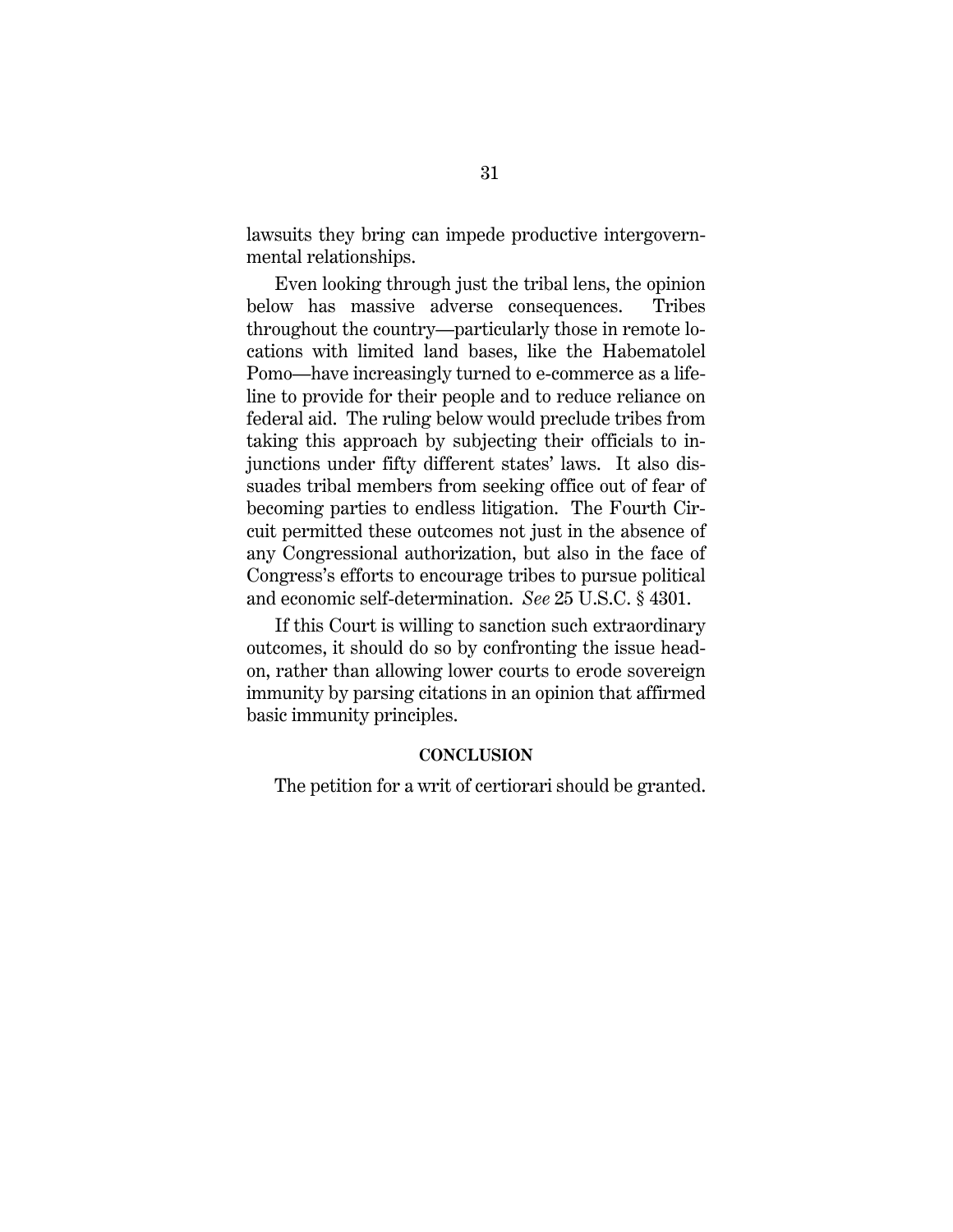lawsuits they bring can impede productive intergovernmental relationships.

Even looking through just the tribal lens, the opinion below has massive adverse consequences. Tribes throughout the country—particularly those in remote locations with limited land bases, like the Habematolel Pomo—have increasingly turned to e-commerce as a lifeline to provide for their people and to reduce reliance on federal aid. The ruling below would preclude tribes from taking this approach by subjecting their officials to injunctions under fifty different states' laws. It also dissuades tribal members from seeking office out of fear of becoming parties to endless litigation. The Fourth Circuit permitted these outcomes not just in the absence of any Congressional authorization, but also in the face of Congress's efforts to encourage tribes to pursue political and economic self-determination. *See* 25 U.S.C. § 4301.

If this Court is willing to sanction such extraordinary outcomes, it should do so by confronting the issue head-on, rather than allowing lower courts to erode sovereign immunity by parsing citations in an opinion that affirmed basic immunity principles.

## CONCLUSION

The petition for a writ of certiorari should be granted.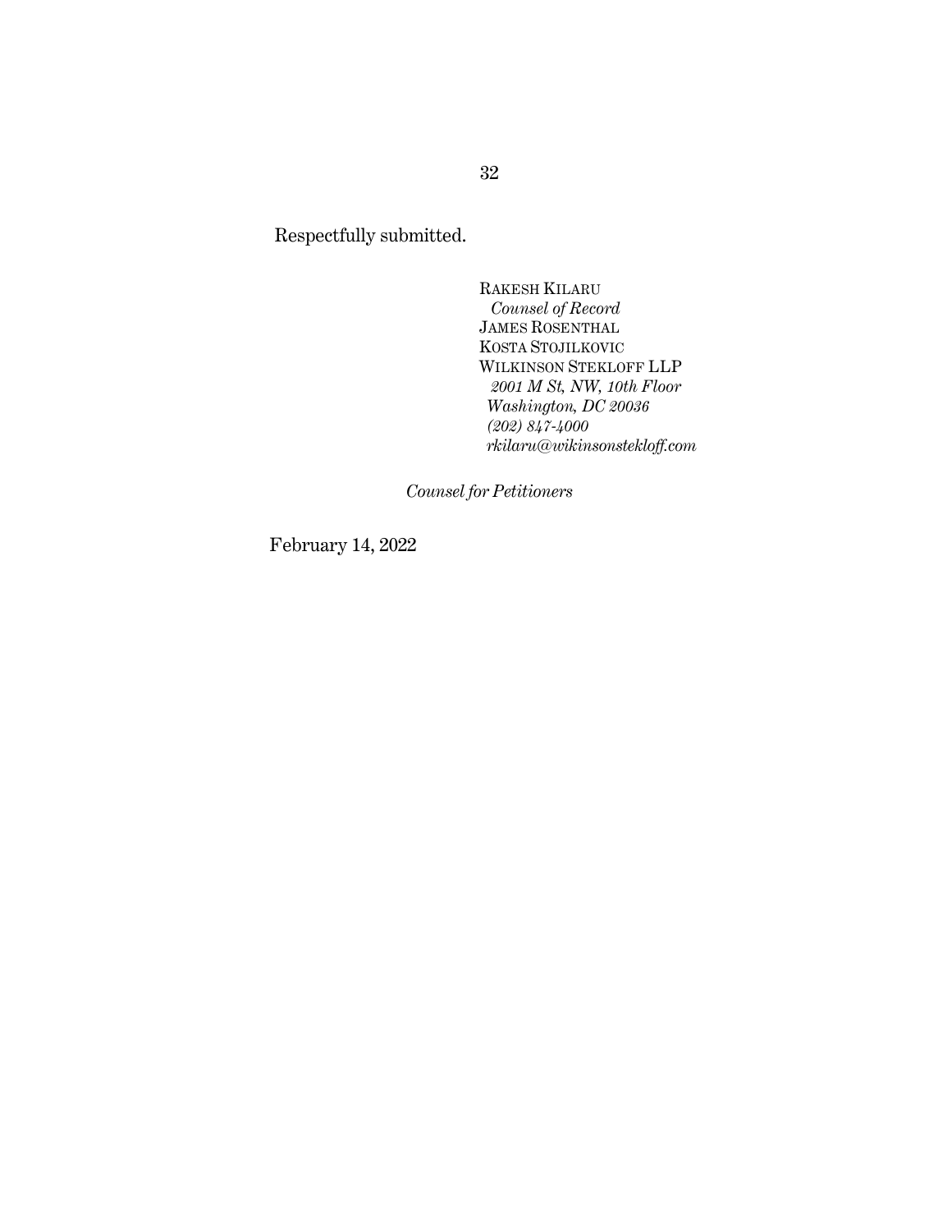Respectfully submitted.

RAKESH KILARU
*Counsel of Record*
JAMES ROSENTHAL
KOSTA STOJILKOVIC
WILKINSON STEKLOFF LLP
*2001 M St, NW, 10th Floor*
*Washington, DC 20036*
*(202) 847-4000*
*rkilaru@wikinsonstekloff.com*

*Counsel for Petitioners*

February 14, 2022